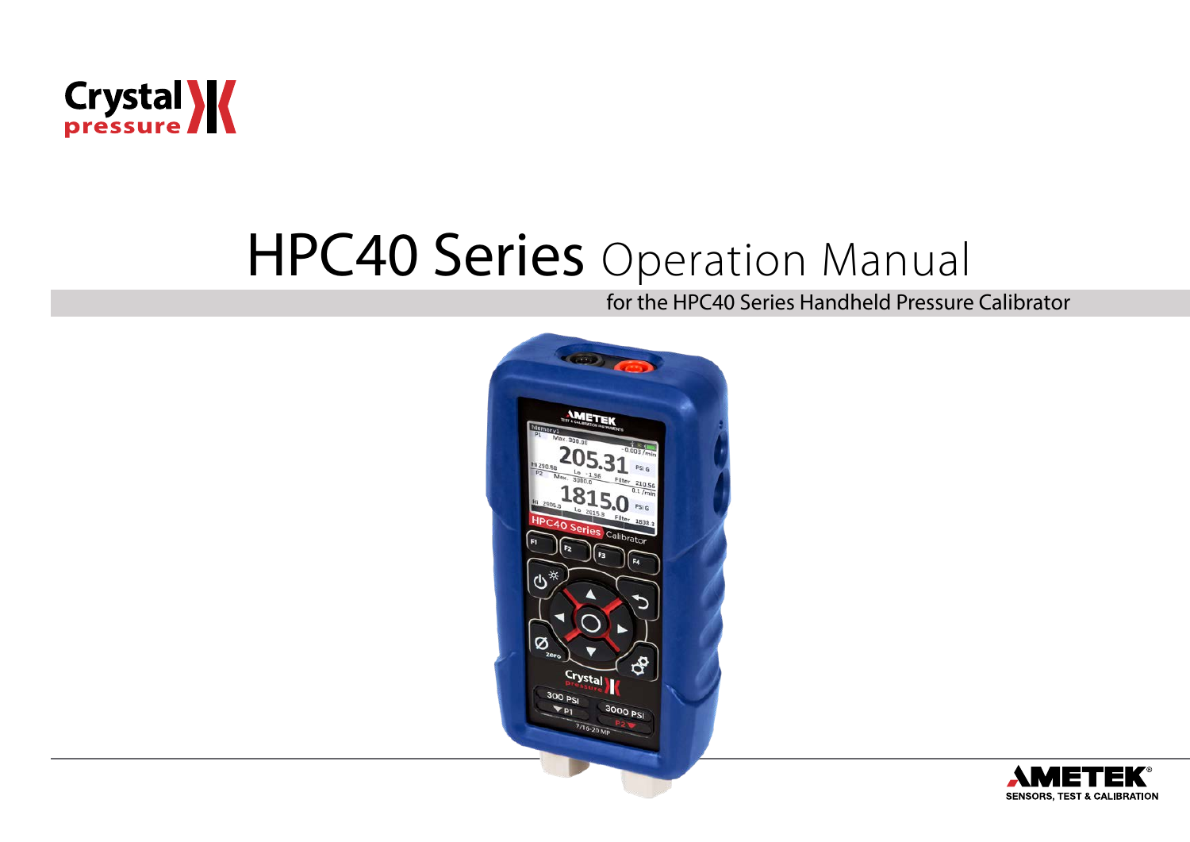Crystal pressure

# HPC40 Series Operation Manual

for the HPC40 Series Handheld Pressure Calibrator

AMETEK®
SENSORS, TEST & CALIBRATION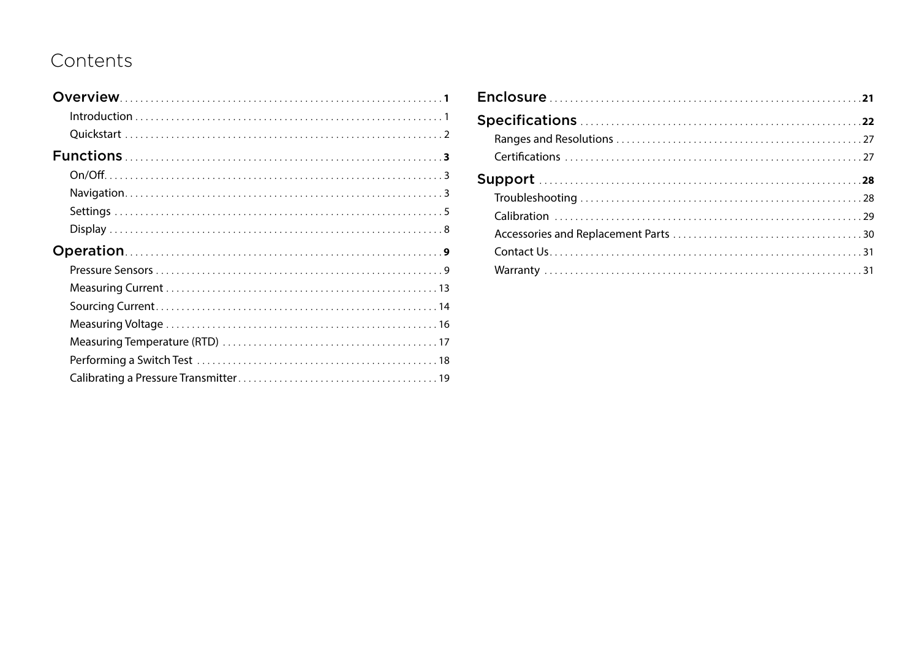# Contents

**Overview** .......... **1**
- Introduction .......... 1
- Quickstart .......... 2

**Functions** .......... **3**
- On/Off .......... 3
- Navigation .......... 3
- Settings .......... 5
- Display .......... 8

**Operation** .......... **9**
- Pressure Sensors .......... 9
- Measuring Current .......... 13
- Sourcing Current .......... 14
- Measuring Voltage .......... 16
- Measuring Temperature (RTD) .......... 17
- Performing a Switch Test .......... 18
- Calibrating a Pressure Transmitter .......... 19

**Enclosure** .......... **21**

**Specifications** .......... **22**
- Ranges and Resolutions .......... 27
- Certifications .......... 27

**Support** .......... **28**
- Troubleshooting .......... 28
- Calibration .......... 29
- Accessories and Replacement Parts .......... 30
- Contact Us .......... 31
- Warranty .......... 31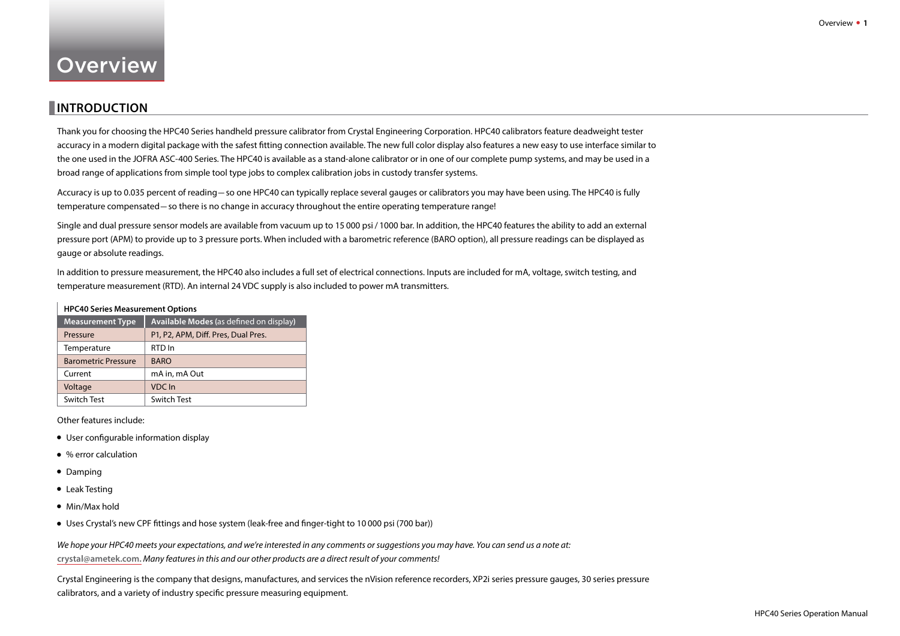# Overview

## INTRODUCTION

Thank you for choosing the HPC40 Series handheld pressure calibrator from Crystal Engineering Corporation. HPC40 calibrators feature deadweight tester accuracy in a modern digital package with the safest fitting connection available. The new full color display also features a new easy to use interface similar to the one used in the JOFRA ASC-400 Series. The HPC40 is available as a stand-alone calibrator or in one of our complete pump systems, and may be used in a broad range of applications from simple tool type jobs to complex calibration jobs in custody transfer systems.

Accuracy is up to 0.035 percent of reading— so one HPC40 can typically replace several gauges or calibrators you may have been using. The HPC40 is fully temperature compensated— so there is no change in accuracy throughout the entire operating temperature range!

Single and dual pressure sensor models are available from vacuum up to 15 000 psi / 1000 bar. In addition, the HPC40 features the ability to add an external pressure port (APM) to provide up up to 3 pressure ports. When included with a barometric reference (BARO option), all pressure readings can be displayed as gauge or absolute readings.

In addition to pressure measurement, the HPC40 also includes a full set of electrical connections. Inputs are included for mA, voltage, switch testing, and temperature measurement (RTD). An internal 24 VDC supply is also included to power mA transmitters.

**HPC40 Series Measurement Options**

| Measurement Type | Available Modes (as defined on display) |
|---|---|
| Pressure | P1, P2, APM, Diff. Pres, Dual Pres. |
| Temperature | RTD In |
| Barometric Pressure | BARO |
| Current | mA in, mA Out |
| Voltage | VDC In |
| Switch Test | Switch Test |

Other features include:

- User configurable information display
- % error calculation
- Damping
- Leak Testing
- Min/Max hold
- Uses Crystal's new CPF fittings and hose system (leak-free and finger-tight to 10 000 psi (700 bar))

*We hope your HPC40 meets your expectations, and we're interested in any comments or suggestions you may have. You can send us a note at:* **crystal@ametek.com.** *Many features in this and our other products are a direct result of your comments!*

Crystal Engineering is the company that designs, manufactures, and services the nVision reference recorders, XP2i series pressure gauges, 30 series pressure calibrators, and a variety of industry specific pressure measuring equipment.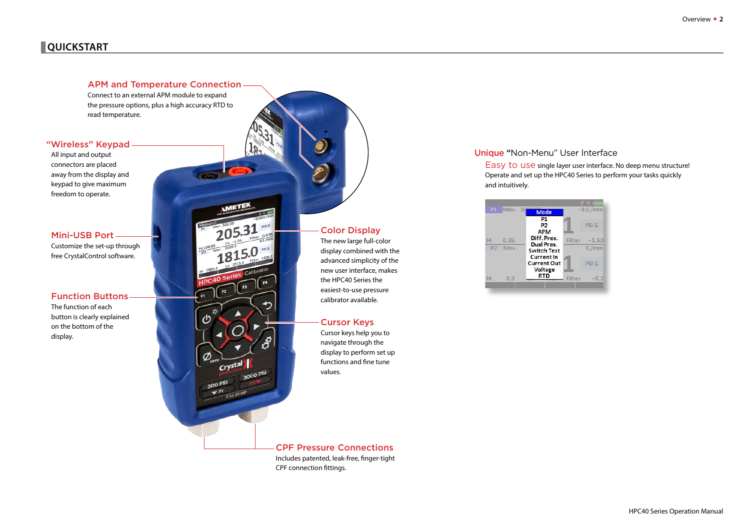# QUICKSTART

### APM and Temperature Connection

Connect to an external APM module to expand the pressure options, plus a high accuracy RTD to read temperature.

### "Wireless" Keypad

All input and output connectors are placed away from the display and keypad to give maximum freedom to operate.

### Mini-USB Port

Customize the set-up through free CrystalControl software.

### Function Buttons

The function of each button is clearly explained on the bottom of the display.

### Color Display

The new large full-color display combined with the advanced simplicity of the new user interface, makes the HPC40 Series the easiest-to-use pressure calibrator available.

### Cursor Keys

Cursor keys help you to navigate through the display to perform set up functions and fine tune values.

### CPF Pressure Connections

Includes patented, leak-free, finger-tight CPF connection fittings.

### Unique "Non-Menu" User Interface

Easy to use single layer user interface. No deep menu structure! Operate and set up the HPC40 Series to perform your tasks quickly and intuitively.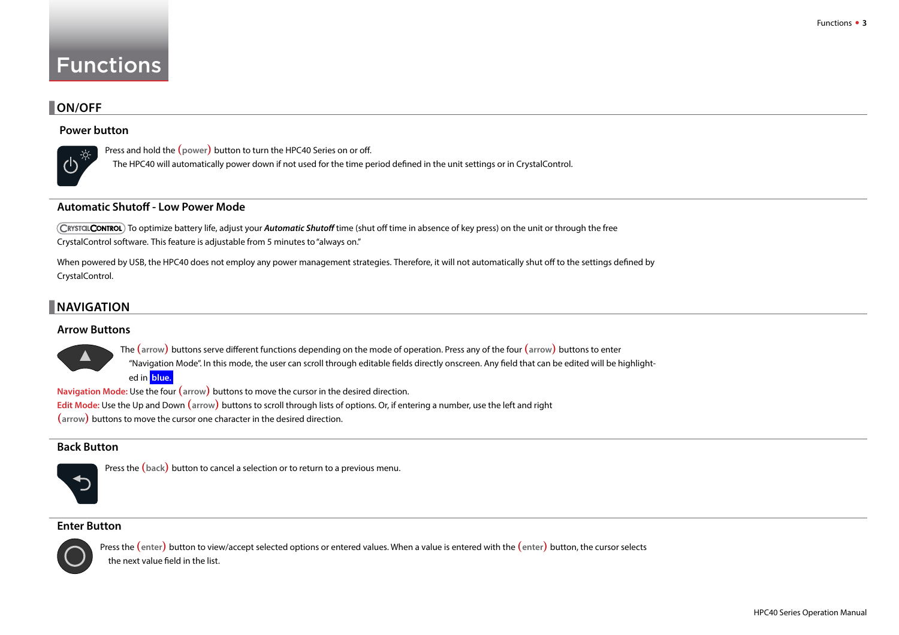# Functions

## ON/OFF

### Power button

Press and hold the (power) button to turn the HPC40 Series on or off.
The HPC40 will automatically power down if not used for the time period defined in the unit settings or in CrystalControl.

### Automatic Shutoff - Low Power Mode

CrystalControl To optimize battery life, adjust your ***Automatic Shutoff*** time (shut off time in absence of key press) on the unit or through the free CrystalControl software. This feature is adjustable from 5 minutes to "always on."

When powered by USB, the HPC40 does not employ any power management strategies. Therefore, it will not automatically shut off to the settings defined by CrystalControl.

## NAVIGATION

### Arrow Buttons

The (arrow) buttons serve different functions depending on the mode of operation. Press any of the four (arrow) buttons to enter "Navigation Mode". In this mode, the user can scroll through editable fields directly onscreen. Any field that can be edited will be highlighted in **blue.**

**Navigation Mode:** Use the four (arrow) buttons to move the cursor in the desired direction.
**Edit Mode:** Use the Up and Down (arrow) buttons to scroll through lists of options. Or, if entering a number, use the left and right (arrow) buttons to move the cursor one character in the desired direction.

### Back Button

Press the (back) button to cancel a selection or to return to a previous menu.

### Enter Button

Press the (enter) button to view/accept selected options or entered values. When a value is entered with the (enter) button, the cursor selects the next value field in the list.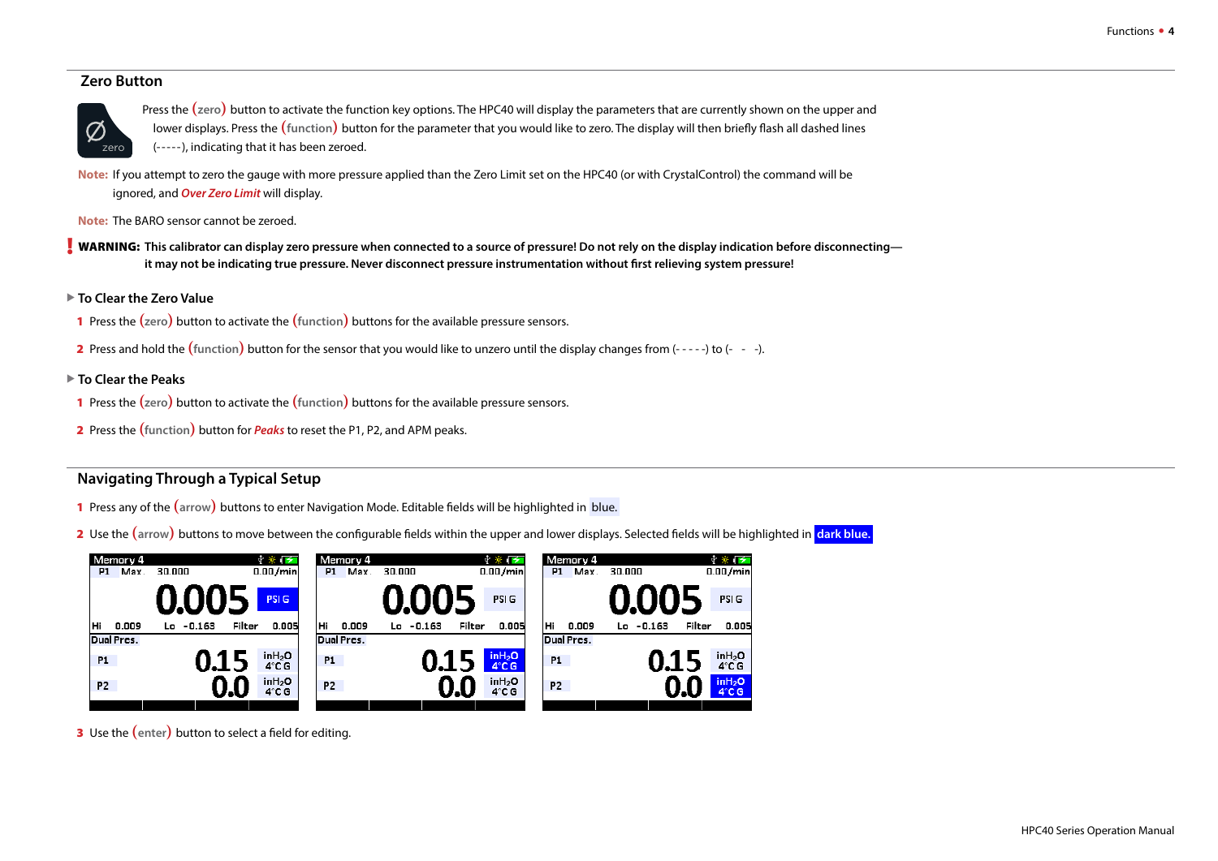## Zero Button

Press the (zero) button to activate the function key options. The HPC40 will display the parameters that are currently shown on the upper and lower displays. Press the (function) button for the parameter that you would like to zero. The display will then briefly flash all dashed lines (-----), indicating that it has been zeroed.

**Note:** If you attempt to zero the gauge with more pressure applied than the Zero Limit set on the HPC40 (or with CrystalControl) the command will be ignored, and ***Over Zero Limit*** will display.

**Note:** The BARO sensor cannot be zeroed.

**! WARNING: This calibrator can display zero pressure when connected to a source of pressure! Do not rely on the display indication before disconnecting—it may not be indicating true pressure. Never disconnect pressure instrumentation without first relieving system pressure!**

### To Clear the Zero Value

1. Press the (zero) button to activate the (function) buttons for the available pressure sensors.
2. Press and hold the (function) button for the sensor that you would like to unzero until the display changes from (- - - - -) to (- - -).

### To Clear the Peaks

1. Press the (zero) button to activate the (function) buttons for the available pressure sensors.
2. Press the (function) button for ***Peaks*** to reset the P1, P2, and APM peaks.

## Navigating Through a Typical Setup

1. Press any of the (arrow) buttons to enter Navigation Mode. Editable fields will be highlighted in blue.
2. Use the (arrow) buttons to move between the configurable fields within the upper and lower displays. Selected fields will be highlighted in **dark blue.**
3. Use the (enter) button to select a field for editing.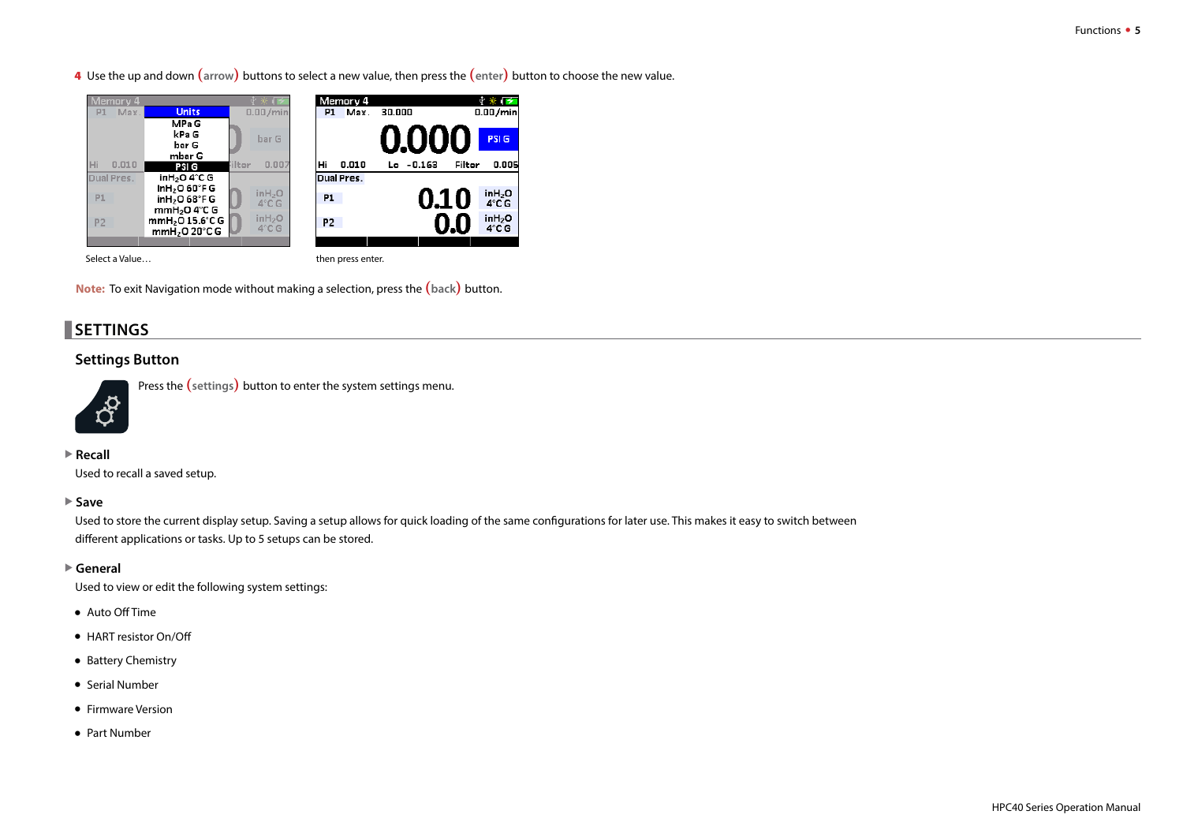4 Use the up and down (arrow) buttons to select a new value, then press the (enter) button to choose the new value.

Select a Value…

then press enter.

**Note:** To exit Navigation mode without making a selection, press the (back) button.

## SETTINGS

### Settings Button

Press the (settings) button to enter the system settings menu.

#### ▶ Recall

Used to recall a saved setup.

#### ▶ Save

Used to store the current display setup. Saving a setup allows for quick loading of the same configurations for later use. This makes it easy to switch between different applications or tasks. Up to 5 setups can be stored.

#### ▶ General

Used to view or edit the following system settings:

- Auto Off Time
- HART resistor On/Off
- Battery Chemistry
- Serial Number
- Firmware Version
- Part Number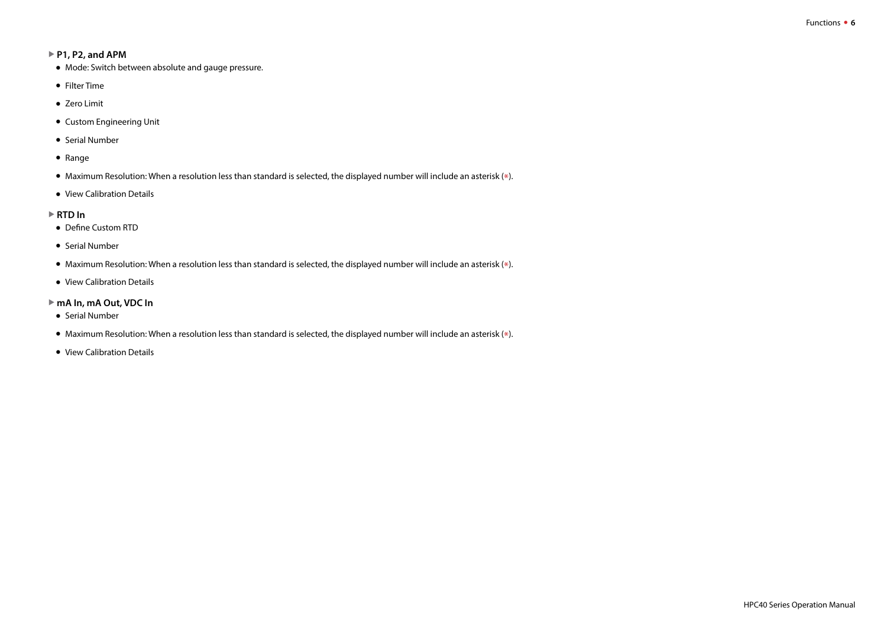### P1, P2, and APM

- Mode: Switch between absolute and gauge pressure.
- Filter Time
- Zero Limit
- Custom Engineering Unit
- Serial Number
- Range
- Maximum Resolution: When a resolution less than standard is selected, the displayed number will include an asterisk (*).
- View Calibration Details

### RTD In

- Define Custom RTD
- Serial Number
- Maximum Resolution: When a resolution less than standard is selected, the displayed number will include an asterisk (*).
- View Calibration Details

### mA In, mA Out, VDC In

- Serial Number
- Maximum Resolution: When a resolution less than standard is selected, the displayed number will include an asterisk (*).
- View Calibration Details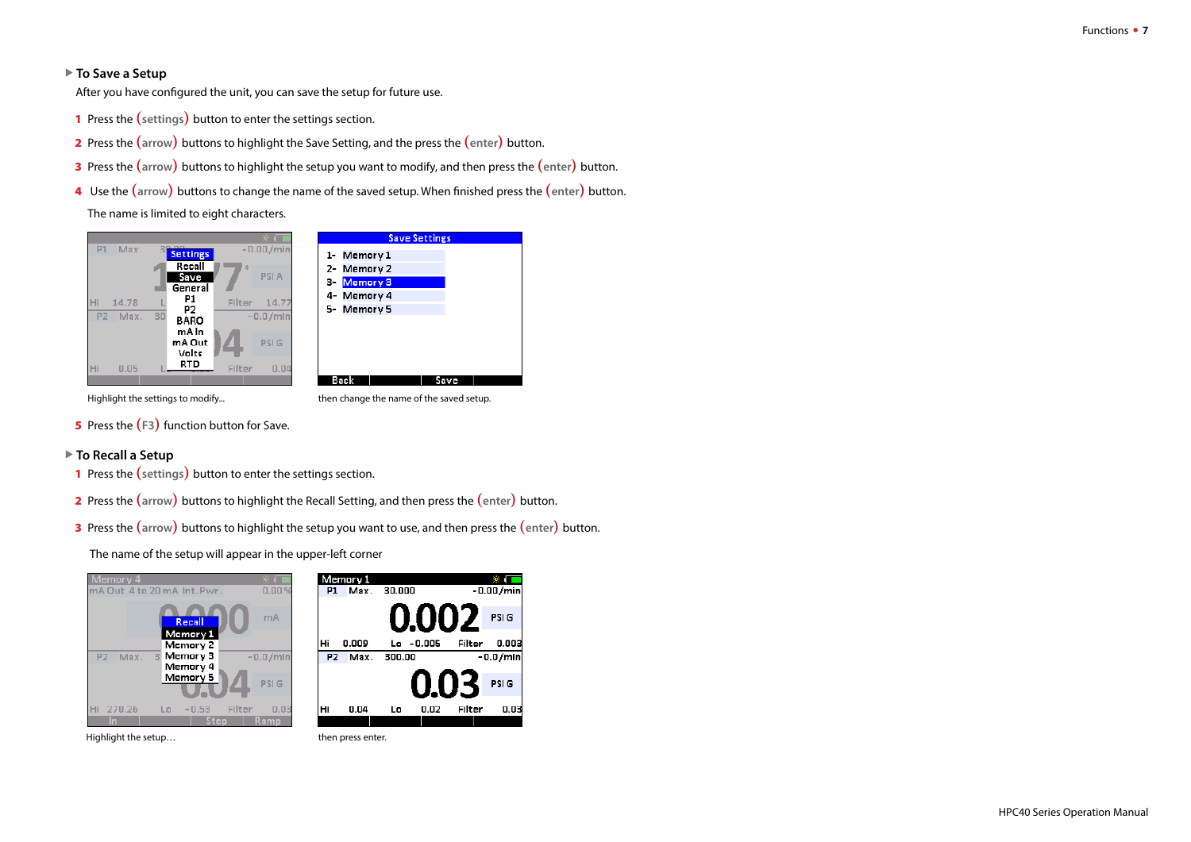### To Save a Setup

After you have configured the unit, you can save the setup for future use.

1. Press the (settings) button to enter the settings section.
2. Press the (arrow) buttons to highlight the Save Setting, and the press the (enter) button.
3. Press the (arrow) buttons to highlight the setup you want to modify, and then press the (enter) button.
4. Use the (arrow) buttons to change the name of the saved setup. When finished press the (enter) button.

   The name is limited to eight characters.

Highlight the settings to modify...

then change the name of the saved setup.

5. Press the (F3) function button for Save.

### To Recall a Setup

1. Press the (settings) button to enter the settings section.
2. Press the (arrow) buttons to highlight the Recall Setting, and then press the (enter) button.
3. Press the (arrow) buttons to highlight the setup you want to use, and then press the (enter) button.

   The name of the setup will appear in the upper-left corner

Highlight the setup…

then press enter.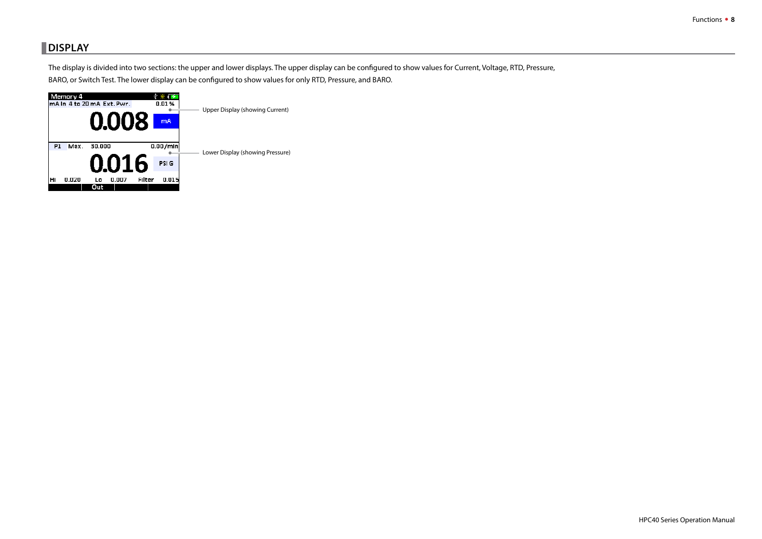## DISPLAY

The display is divided into two sections: the upper and lower displays. The upper display can be configured to show values for Current, Voltage, RTD, Pressure, BARO, or Switch Test. The lower display can be configured to show values for only RTD, Pressure, and BARO.

Upper Display (showing Current)

Lower Display (showing Pressure)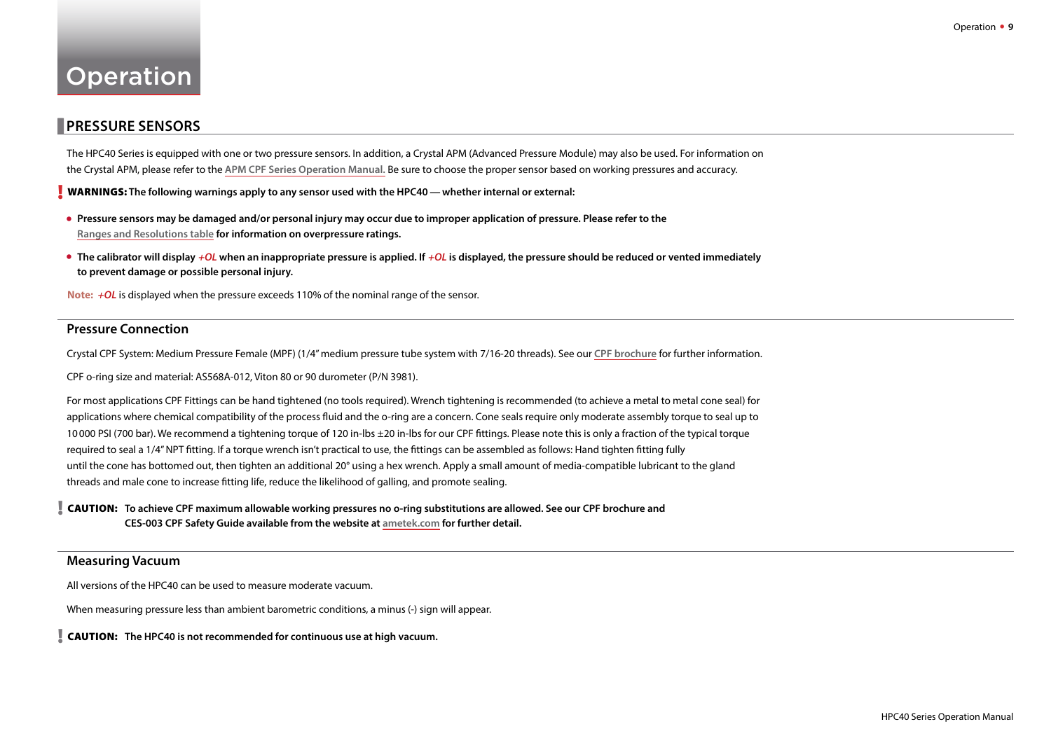# Operation

## PRESSURE SENSORS

The HPC40 Series is equipped with one or two pressure sensors. In addition, a Crystal APM (Advanced Pressure Module) may also be used. For information on the Crystal APM, please refer to the **APM CPF Series Operation Manual**. Be sure to choose the proper sensor based on working pressures and accuracy.

**! WARNINGS: The following warnings apply to any sensor used with the HPC40 — whether internal or external:**

- **Pressure sensors may be damaged and/or personal injury may occur due to improper application of pressure. Please refer to the Ranges and Resolutions table for information on overpressure ratings.**
- **The calibrator will display *+OL* when an inappropriate pressure is applied. If *+OL* is displayed, the pressure should be reduced or vented immediately to prevent damage or possible personal injury.**

**Note:** *+OL* is displayed when the pressure exceeds 110% of the nominal range of the sensor.

### Pressure Connection

Crystal CPF System: Medium Pressure Female (MPF) (1/4" medium pressure tube system with 7/16-20 threads). See our **CPF brochure** for further information.

CPF o-ring size and material: AS568A-012, Viton 80 or 90 durometer (P/N 3981).

For most applications CPF Fittings can be hand tightened (no tools required). Wrench tightening is recommended (to achieve a metal to metal cone seal) for applications where chemical compatibility of the process fluid and the o-ring are a concern. Cone seals require only moderate assembly torque to seal up to 10 000 PSI (700 bar). We recommend a tightening torque of 120 in-lbs ±20 in-lbs for our CPF fittings. Please note this is only a fraction of the typical torque required to seal a 1/4" NPT fitting. If a torque wrench isn't practical to use, the fittings can be assembled as follows: Hand tighten fitting fully until the cone has bottomed out, then tighten an additional 20° using a hex wrench. Apply a small amount of media-compatible lubricant to the gland threads and male cone to increase fitting life, reduce the likelihood of galling, and promote sealing.

**! CAUTION: To achieve CPF maximum allowable working pressures no o-ring substitutions are allowed. See our CPF brochure and CES-003 CPF Safety Guide available from the website at ametek.com for further detail.**

### Measuring Vacuum

All versions of the HPC40 can be used to measure moderate vacuum.

When measuring pressure less than ambient barometric conditions, a minus (-) sign will appear.

**! CAUTION: The HPC40 is not recommended for continuous use at high vacuum.**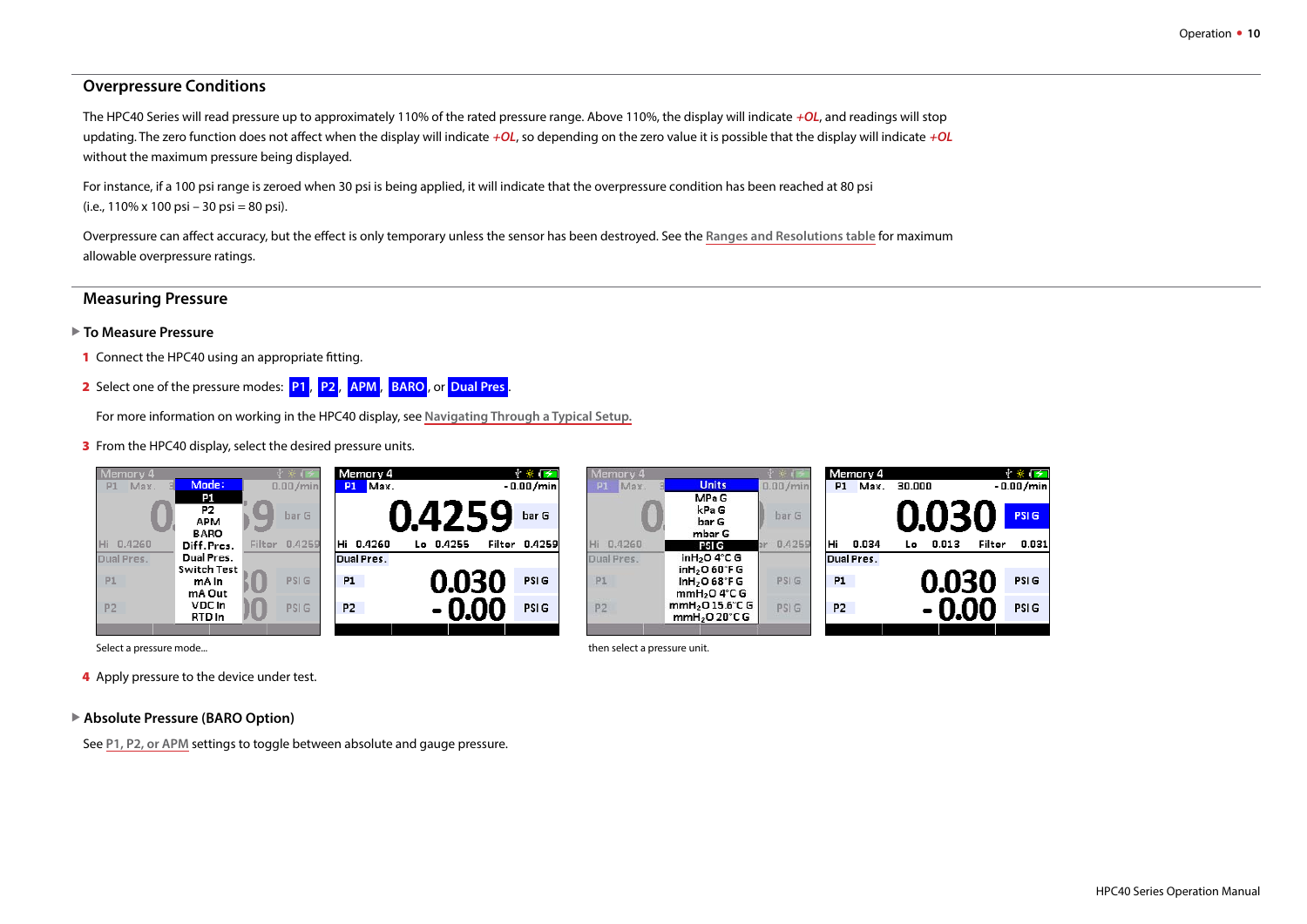## Overpressure Conditions

The HPC40 Series will read pressure up to approximately 110% of the rated pressure range. Above 110%, the display will indicate ***+OL***, and readings will stop updating. The zero function does not affect when the display will indicate ***+OL***, so depending on the zero value it is possible that the display will indicate ***+OL*** without the maximum pressure being displayed.

For instance, if a 100 psi range is zeroed when 30 psi is being applied, it will indicate that the overpressure condition has been reached at 80 psi (i.e., 110% x 100 psi – 30 psi = 80 psi).

Overpressure can affect accuracy, but the effect is only temporary unless the sensor has been destroyed. See the Ranges and Resolutions table for maximum allowable overpressure ratings.

## Measuring Pressure

### ▶ To Measure Pressure

1. Connect the HPC40 using an appropriate fitting.
2. Select one of the pressure modes: **P1**, **P2**, **APM**, **BARO**, or **Dual Pres**.

   For more information on working in the HPC40 display, see Navigating Through a Typical Setup.
3. From the HPC40 display, select the desired pressure units.

Select a pressure mode...

then select a pressure unit.

4. Apply pressure to the device under test.

### ▶ Absolute Pressure (BARO Option)

See P1, P2, or APM settings to toggle between absolute and gauge pressure.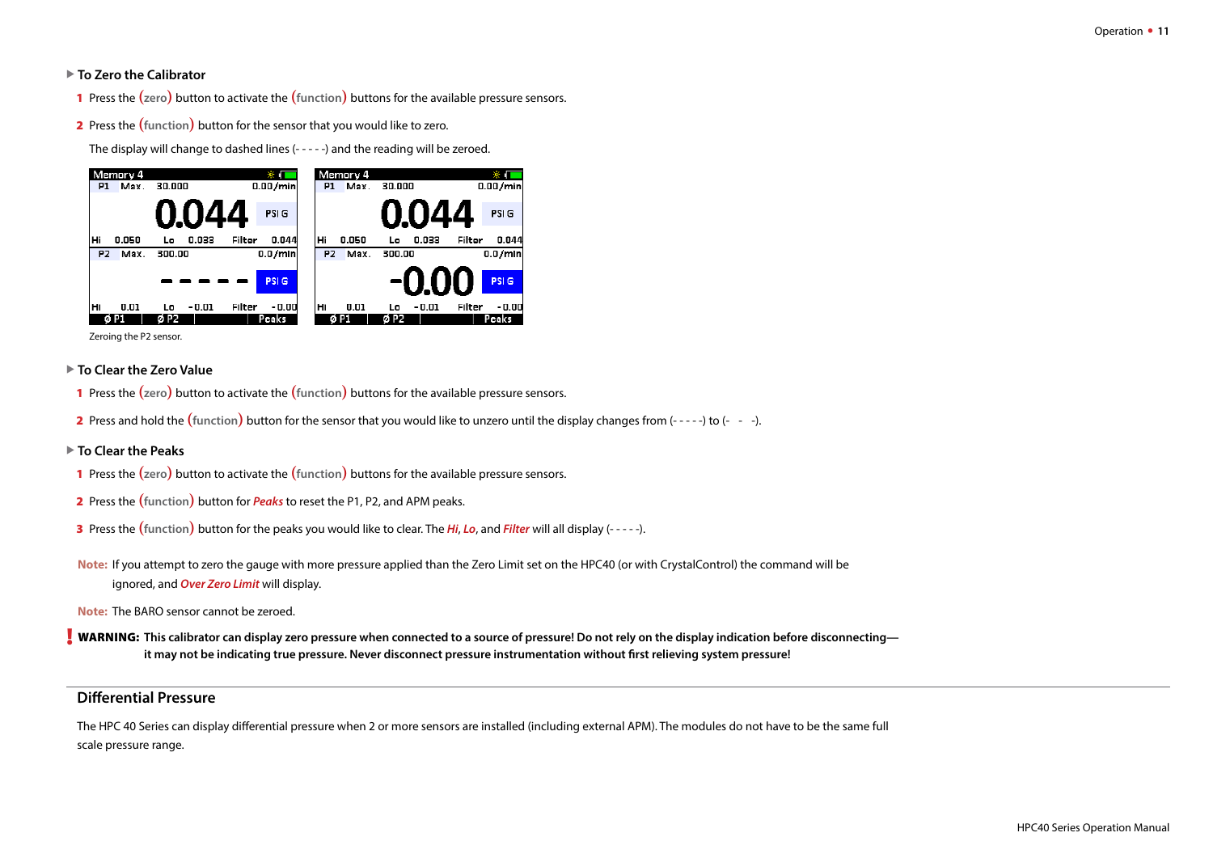### ▶ To Zero the Calibrator

1. Press the **(zero)** button to activate the **(function)** buttons for the available pressure sensors.
2. Press the **(function)** button for the sensor that you would like to zero.

   The display will change to dashed lines (- - - - -) and the reading will be zeroed.

Zeroing the P2 sensor.

### ▶ To Clear the Zero Value

1. Press the **(zero)** button to activate the **(function)** buttons for the available pressure sensors.
2. Press and hold the **(function)** button for the sensor that you would like to unzero until the display changes from (- - - - -) to (-   -   -).

### ▶ To Clear the Peaks

1. Press the **(zero)** button to activate the **(function)** buttons for the available pressure sensors.
2. Press the **(function)** button for ***Peaks*** to reset the P1, P2, and APM peaks.
3. Press the **(function)** button for the peaks you would like to clear. The ***Hi***, ***Lo***, and ***Filter*** will all display (- - - - -).

**Note:** If you attempt to zero the gauge with more pressure applied than the Zero Limit set on the HPC40 (or with CrystalControl) the command will be ignored, and ***Over Zero Limit*** will display.

**Note:** The BARO sensor cannot be zeroed.

**! WARNING: This calibrator can display zero pressure when connected to a source of pressure! Do not rely on the display indication before disconnecting—it may not be indicating true pressure. Never disconnect pressure instrumentation without first relieving system pressure!**

## Differential Pressure

The HPC 40 Series can display differential pressure when 2 or more sensors are installed (including external APM). The modules do not have to be the same full scale pressure range.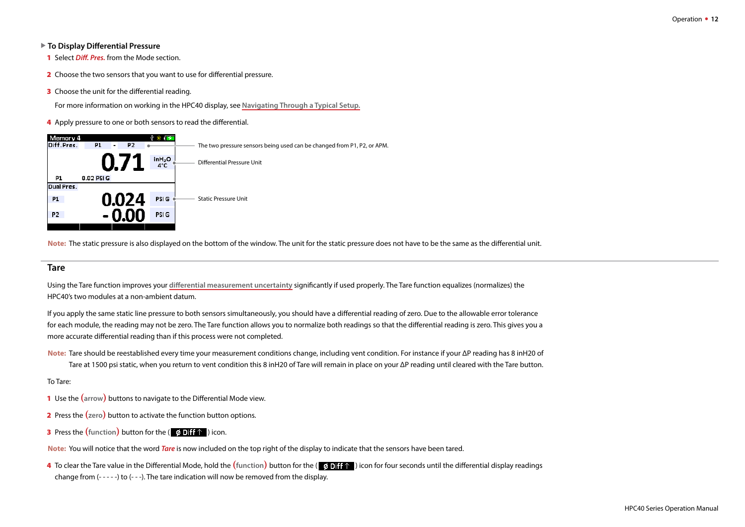### ▶ To Display Differential Pressure

1 Select ***Diff. Pres.*** from the Mode section.

2 Choose the two sensors that you want to use for differential pressure.

3 Choose the unit for the differential reading.

For more information on working in the HPC40 display, see **Navigating Through a Typical Setup.**

4 Apply pressure to one or both sensors to read the differential.

The two pressure sensors being used can be changed from P1, P2, or APM.

Differential Pressure Unit

Static Pressure Unit

**Note:** The static pressure is also displayed on the bottom of the window. The unit for the static pressure does not have to be the same as the differential unit.

## Tare

Using the Tare function improves your **differential measurement uncertainty** significantly if used properly. The Tare function equalizes (normalizes) the HPC40's two modules at a non-ambient datum.

If you apply the same static line pressure to both sensors simultaneously, you should have a differential reading of zero. Due to the allowable error tolerance for each module, the reading may not be zero. The Tare function allows you to normalize both readings so that the differential reading is zero. This gives you a more accurate differential reading than if this process were not completed.

**Note:** Tare should be reestablished every time your measurement conditions change, including vent condition. For instance if your ΔP reading has 8 inH20 of Tare at 1500 psi static, when you return to vent condition this 8 inH20 of Tare will remain in place on your ΔP reading until cleared with the Tare button.

To Tare:

1 Use the **(arrow)** buttons to navigate to the Differential Mode view.

2 Press the **(zero)** button to activate the function button options.

3 Press the **(function)** button for the ( ø Diff ↑ ) icon.

**Note:** You will notice that the word ***Tare*** is now included on the top right of the display to indicate that the sensors have been tared.

4 To clear the Tare value in the Differential Mode, hold the **(function)** button for the ( ø Diff ↑ ) icon for four seconds until the differential display readings change from (- - - - -) to (- - -). The tare indication will now be removed from the display.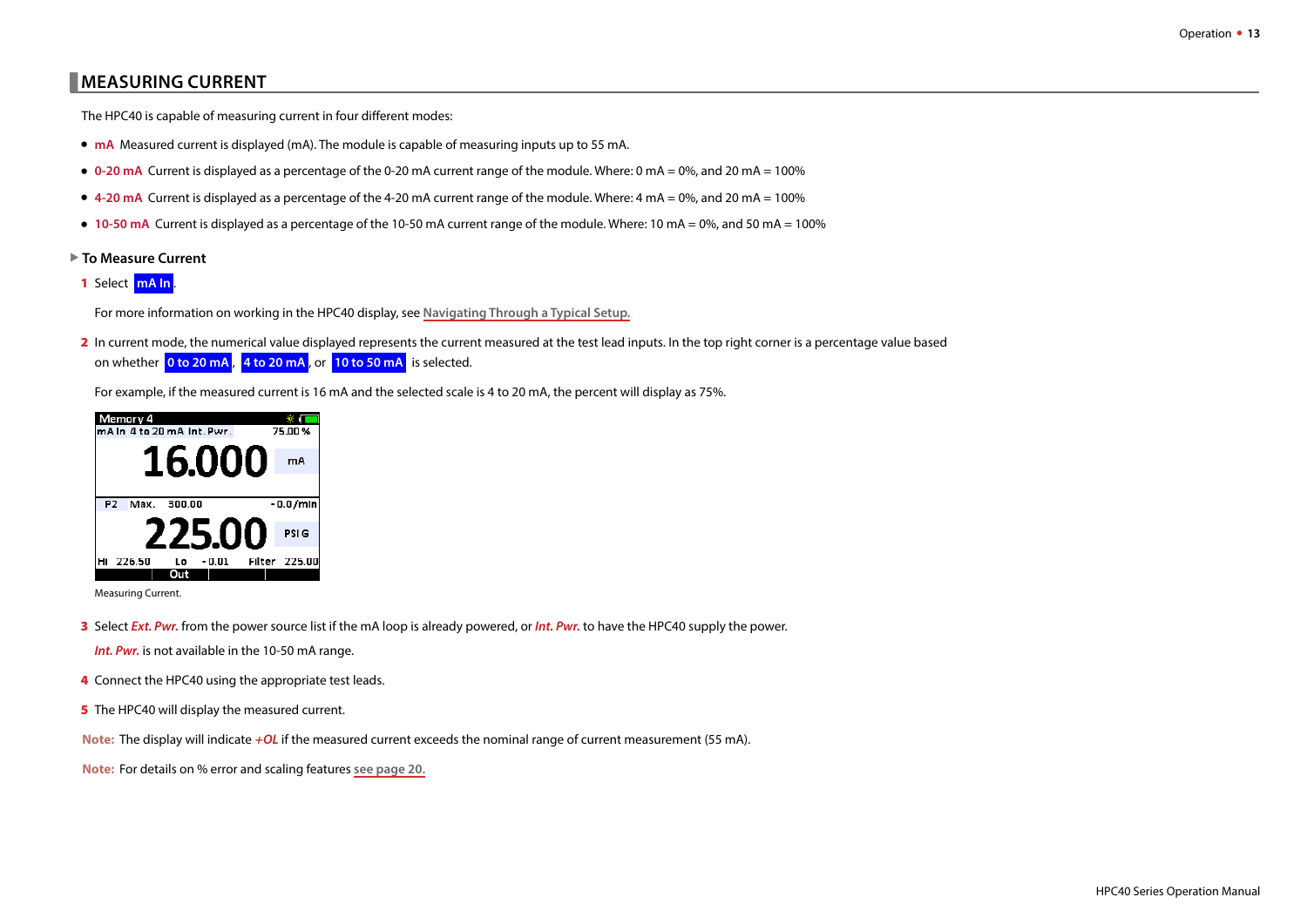## MEASURING CURRENT

The HPC40 is capable of measuring current in four different modes:

- **mA** Measured current is displayed (mA). The module is capable of measuring inputs up to 55 mA.
- **0-20 mA** Current is displayed as a percentage of the 0-20 mA current range of the module. Where: 0 mA = 0%, and 20 mA = 100%
- **4-20 mA** Current is displayed as a percentage of the 4-20 mA current range of the module. Where: 4 mA = 0%, and 20 mA = 100%
- **10-50 mA** Current is displayed as a percentage of the 10-50 mA current range of the module. Where: 10 mA = 0%, and 50 mA = 100%

### To Measure Current

1. Select **mA In**.

   For more information on working in the HPC40 display, see Navigating Through a Typical Setup.

2. In current mode, the numerical value displayed represents the current measured at the test lead inputs. In the top right corner is a percentage value based on whether **0 to 20 mA**, **4 to 20 mA**, or **10 to 50 mA** is selected.

   For example, if the measured current is 16 mA and the selected scale is 4 to 20 mA, the percent will display as 75%.

   Measuring Current.

3. Select ***Ext. Pwr.*** from the power source list if the mA loop is already powered, or ***Int. Pwr.*** to have the HPC40 supply the power.

   ***Int. Pwr.*** is not available in the 10-50 mA range.

4. Connect the HPC40 using the appropriate test leads.
5. The HPC40 will display the measured current.

**Note:** The display will indicate ***+OL*** if the measured current exceeds the nominal range of current measurement (55 mA).

**Note:** For details on % error and scaling features see page 20.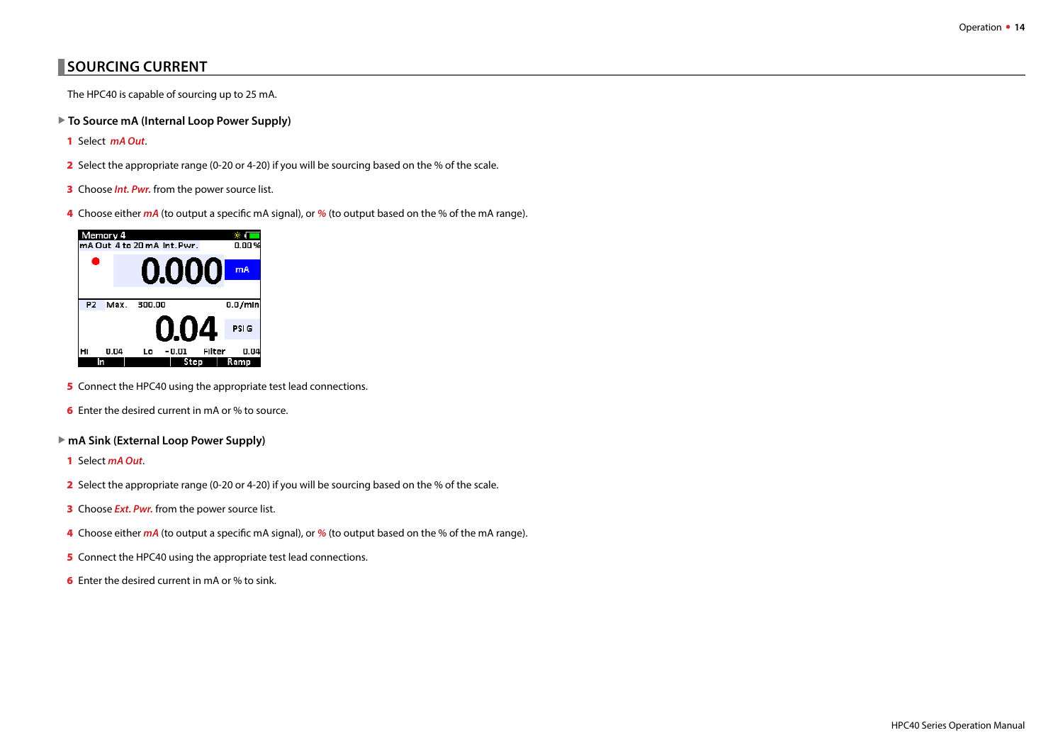## SOURCING CURRENT

The HPC40 is capable of sourcing up to 25 mA.

### To Source mA (Internal Loop Power Supply)

1. Select *mA Out*.
2. Select the appropriate range (0-20 or 4-20) if you will be sourcing based on the % of the scale.
3. Choose *Int. Pwr.* from the power source list.
4. Choose either *mA* (to output a specific mA signal), or *%* (to output based on the % of the mA range).
5. Connect the HPC40 using the appropriate test lead connections.
6. Enter the desired current in mA or % to source.

### mA Sink (External Loop Power Supply)

1. Select *mA Out*.
2. Select the appropriate range (0-20 or 4-20) if you will be sourcing based on the % of the scale.
3. Choose *Ext. Pwr.* from the power source list.
4. Choose either *mA* (to output a specific mA signal), or *%* (to output based on the % of the mA range).
5. Connect the HPC40 using the appropriate test lead connections.
6. Enter the desired current in mA or % to sink.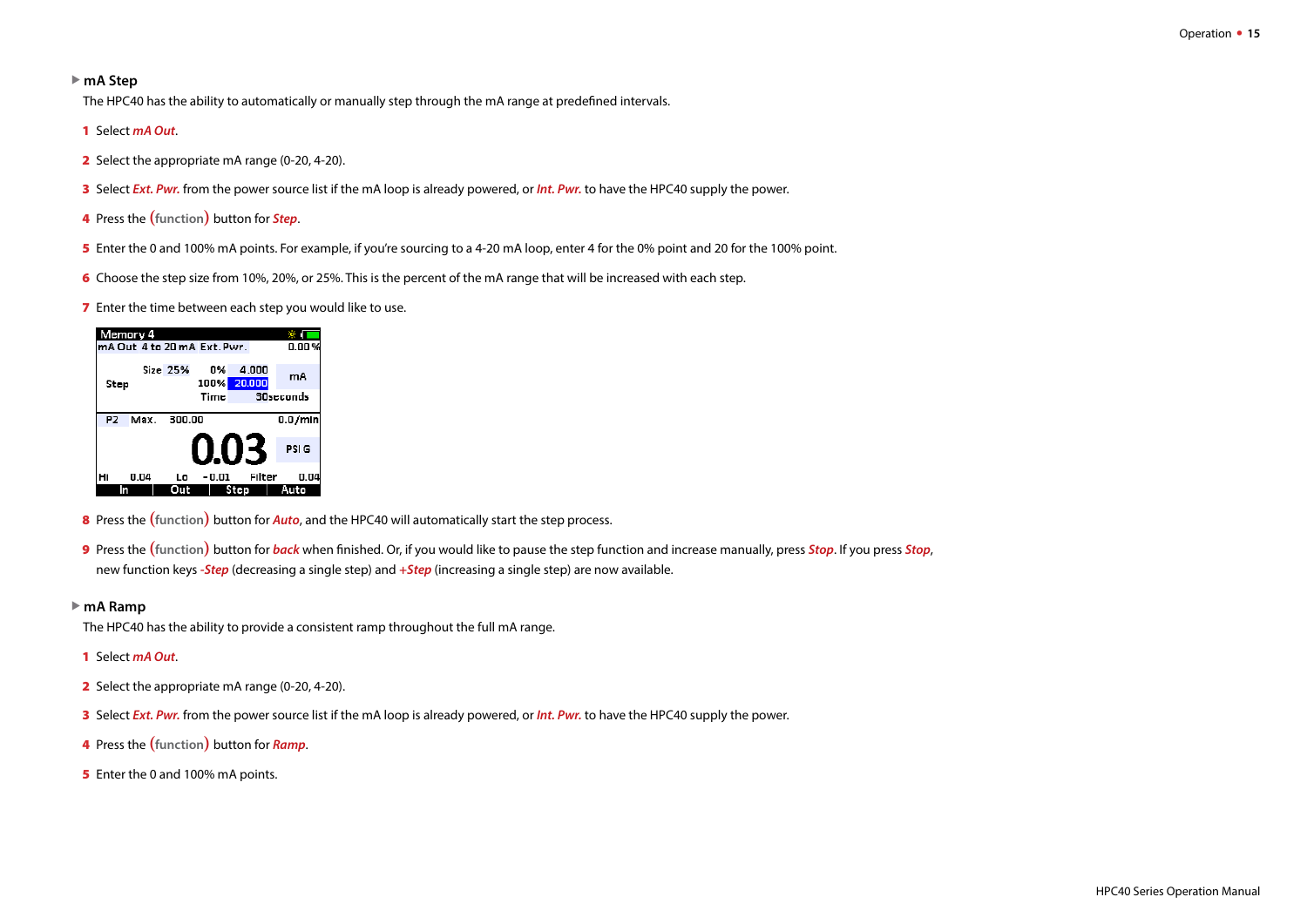### mA Step

The HPC40 has the ability to automatically or manually step through the mA range at predefined intervals.

1. Select ***mA Out***.
2. Select the appropriate mA range (0-20, 4-20).
3. Select ***Ext. Pwr.*** from the power source list if the mA loop is already powered, or ***Int. Pwr.*** to have the HPC40 supply the power.
4. Press the (function) button for ***Step***.
5. Enter the 0 and 100% mA points. For example, if you're sourcing to a 4-20 mA loop, enter 4 for the 0% point and 20 for the 100% point.
6. Choose the step size from 10%, 20%, or 25%. This is the percent of the mA range that will be increased with each step.
7. Enter the time between each step you would like to use.
8. Press the (function) button for ***Auto***, and the HPC40 will automatically start the step process.
9. Press the (function) button for ***back*** when finished. Or, if you would like to pause the step function and increase manually, press ***Stop***. If you press ***Stop***, new function keys ***-Step*** (decreasing a single step) and ***+Step*** (increasing a single step) are now available.

### mA Ramp

The HPC40 has the ability to provide a consistent ramp throughout the full mA range.

1. Select ***mA Out***.
2. Select the appropriate mA range (0-20, 4-20).
3. Select ***Ext. Pwr.*** from the power source list if the mA loop is already powered, or ***Int. Pwr.*** to have the HPC40 supply the power.
4. Press the (function) button for ***Ramp***.
5. Enter the 0 and 100% mA points.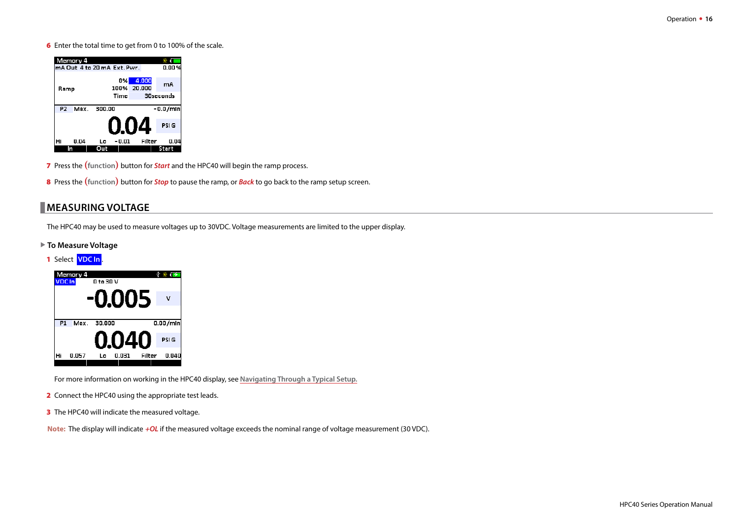6 Enter the total time to get from 0 to 100% of the scale.

7 Press the (function) button for ***Start*** and the HPC40 will begin the ramp process.

8 Press the (function) button for ***Stop*** to pause the ramp, or ***Back*** to go back to the ramp setup screen.

## MEASURING VOLTAGE

The HPC40 may be used to measure voltages up to 30VDC. Voltage measurements are limited to the upper display.

### To Measure Voltage

1 Select **VDC In**.

For more information on working in the HPC40 display, see Navigating Through a Typical Setup.

2 Connect the HPC40 using the appropriate test leads.

3 The HPC40 will indicate the measured voltage.

**Note:** The display will indicate ***+OL*** if the measured voltage exceeds the nominal range of voltage measurement (30 VDC).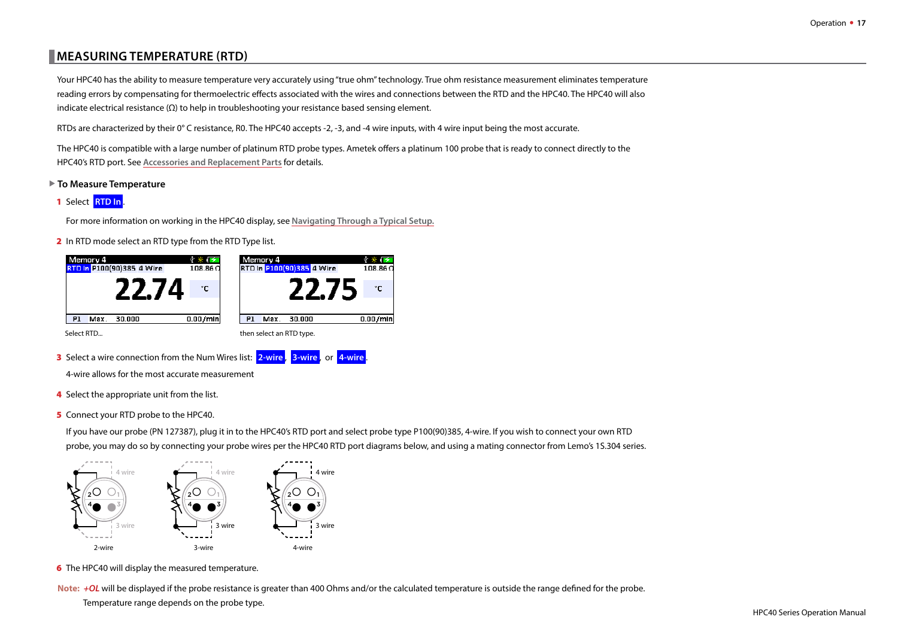## MEASURING TEMPERATURE (RTD)

Your HPC40 has the ability to measure temperature very accurately using "true ohm" technology. True ohm resistance measurement eliminates temperature reading errors by compensating for thermoelectric effects associated with the wires and connections between the RTD and the HPC40. The HPC40 will also indicate electrical resistance (Ω) to help in troubleshooting your resistance based sensing element.

RTDs are characterized by their 0° C resistance, R0. The HPC40 accepts -2, -3, and -4 wire inputs, with 4 wire input being the most accurate.

The HPC40 is compatible with a large number of platinum RTD probe types. Ametek offers a platinum 100 probe that is ready to connect directly to the HPC40's RTD port. See Accessories and Replacement Parts for details.

### To Measure Temperature

1. Select **RTD In**.

   For more information on working in the HPC40 display, see Navigating Through a Typical Setup.

2. In RTD mode select an RTD type from the RTD Type list.

   Select RTD...

   then select an RTD type.

3. Select a wire connection from the Num Wires list: **2-wire**, **3-wire**, or **4-wire**.

   4-wire allows for the most accurate measurement

4. Select the appropriate unit from the list.

5. Connect your RTD probe to the HPC40.

   If you have our probe (PN 127387), plug it in to the HPC40's RTD port and select probe type P100(90)385, 4-wire. If you wish to connect your own RTD probe, you may do so by connecting your probe wires per the HPC40 RTD port diagrams below, and using a mating connector from Lemo's 1S.304 series.

   2-wire 3-wire 4-wire

6. The HPC40 will display the measured temperature.

**Note:** *+OL* will be displayed if the probe resistance is greater than 400 Ohms and/or the calculated temperature is outside the range defined for the probe. Temperature range depends on the probe type.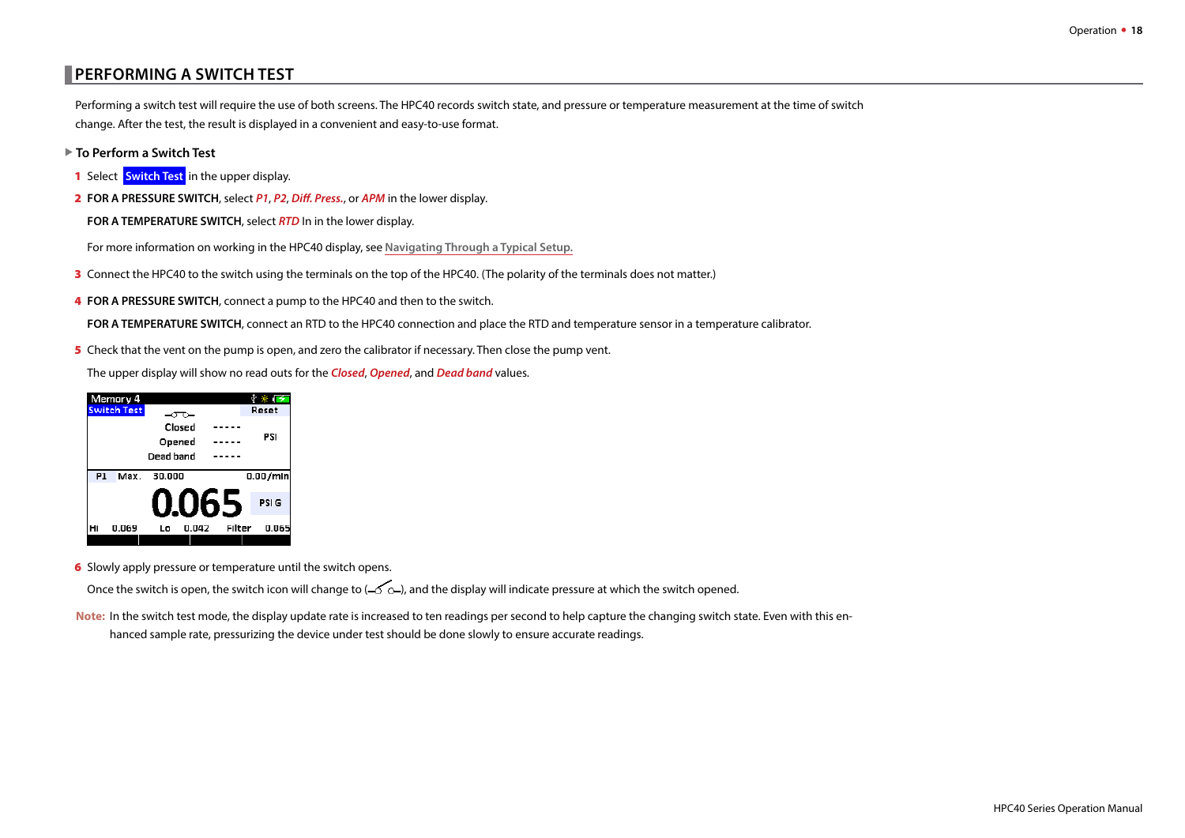## PERFORMING A SWITCH TEST

Performing a switch test will require the use of both screens. The HPC40 records switch state, and pressure or temperature measurement at the time of switch change. After the test, the result is displayed in a convenient and easy-to-use format.

### ▶ To Perform a Switch Test

1. Select **Switch Test** in the upper display.
2. **FOR A PRESSURE SWITCH**, select ***P1***, ***P2***, ***Diff. Press.***, or ***APM*** in the lower display.

   **FOR A TEMPERATURE SWITCH**, select ***RTD*** In in the lower display.

   For more information on working in the HPC40 display, see **Navigating Through a Typical Setup.**
3. Connect the HPC40 to the switch using the terminals on the top of the HPC40. (The polarity of the terminals does not matter.)
4. **FOR A PRESSURE SWITCH**, connect a pump to the HPC40 and then to the switch.

   **FOR A TEMPERATURE SWITCH**, connect an RTD to the HPC40 connection and place the RTD and temperature sensor in a temperature calibrator.
5. Check that the vent on the pump is open, and zero the calibrator if necessary. Then close the pump vent.

   The upper display will show no read outs for the ***Closed***, ***Opened***, and ***Dead band*** values.

6. Slowly apply pressure or temperature until the switch opens.

   Once the switch is open, the switch icon will change to ( ), and the display will indicate pressure at which the switch opened.

**Note:** In the switch test mode, the display update rate is increased to ten readings per second to help capture the changing switch state. Even with this enhanced sample rate, pressurizing the device under test should be done slowly to ensure accurate readings.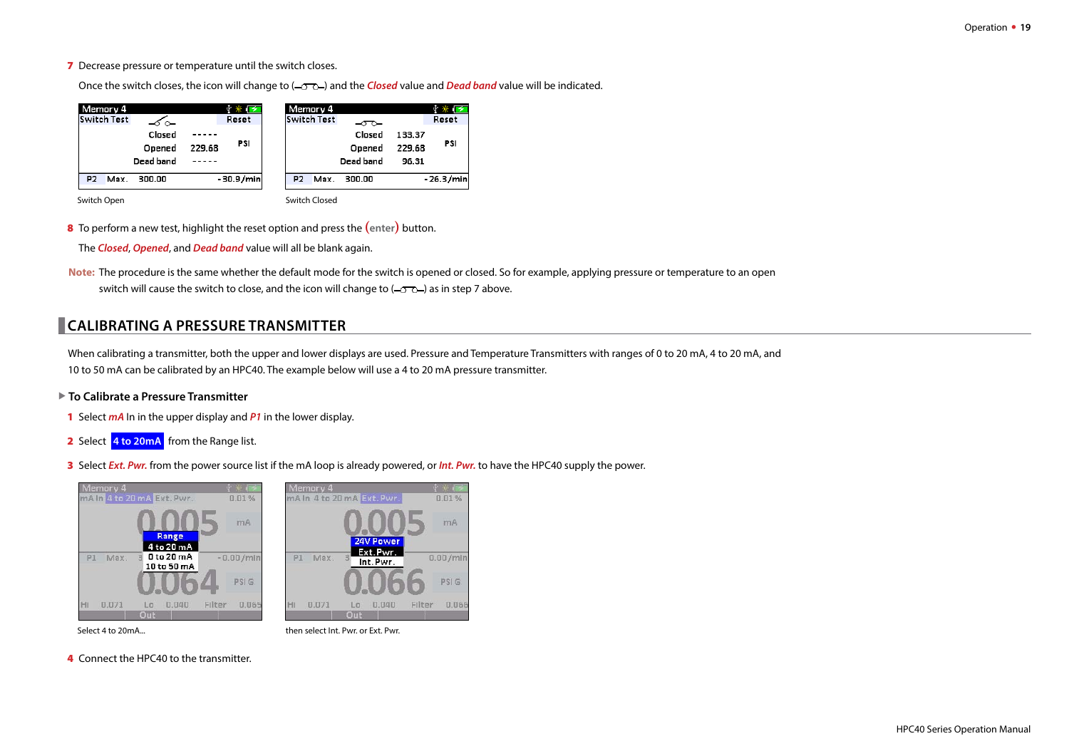7 Decrease pressure or temperature until the switch closes.

Once the switch closes, the icon will change to (—o⁀o—) and the ***Closed*** value and ***Dead band*** value will be indicated.

| Memory 4 | | | |
|---|---|---|---|
| Switch Test | | | Reset |
| | Closed | ----- | PSI |
| | Opened | 229.68 | |
| | Dead band | ----- | |
| P2 | Max. 300.00 | | -30.9/min |

Switch Open

| Memory 4 | | | |
|---|---|---|---|
| Switch Test | | | Reset |
| | Closed | 133.37 | PSI |
| | Opened | 229.68 | |
| | Dead band | 96.31 | |
| P2 | Max. 300.00 | | -26.3/min |

Switch Closed

8 To perform a new test, highlight the reset option and press the (enter) button.

The ***Closed***, ***Opened***, and ***Dead band*** value will all be blank again.

**Note:** The procedure is the same whether the default mode for the switch is opened or closed. So for example, applying pressure or temperature to an open switch will cause the switch to close, and the icon will change to (—o⁀o—) as in step 7 above.

## CALIBRATING A PRESSURE TRANSMITTER

When calibrating a transmitter, both the upper and lower displays are used. Pressure and Temperature Transmitters with ranges of 0 to 20 mA, 4 to 20 mA, and 10 to 50 mA can be calibrated by an HPC40. The example below will use a 4 to 20 mA pressure transmitter.

### To Calibrate a Pressure Transmitter

1 Select ***mA*** In in the upper display and ***P1*** in the lower display.

2 Select **4 to 20mA** from the Range list.

3 Select ***Ext. Pwr.*** from the power source list if the mA loop is already powered, or ***Int. Pwr.*** to have the HPC40 supply the power.

Memory 4 — mA In 4 to 20 mA Ext. Pwr. 0.01 % — 0.005 mA — Range: 4 to 20 mA / 0 to 20 mA / 10 to 50 mA — P1 Max. -0.00/min — 0.064 PSI G — Hi 0.071 Lo 0.040 Filter 0.065 — Out

Select 4 to 20mA...

Memory 4 — mA In 4 to 20 mA Ext. Pwr. 0.01 % — 0.005 mA — 24V Power: Ext. Pwr. / Int. Pwr. — P1 Max. 0.00/min — 0.066 PSI G — Hi 0.071 Lo 0.040 Filter 0.066 — Out

then select Int. Pwr. or Ext. Pwr.

4 Connect the HPC40 to the transmitter.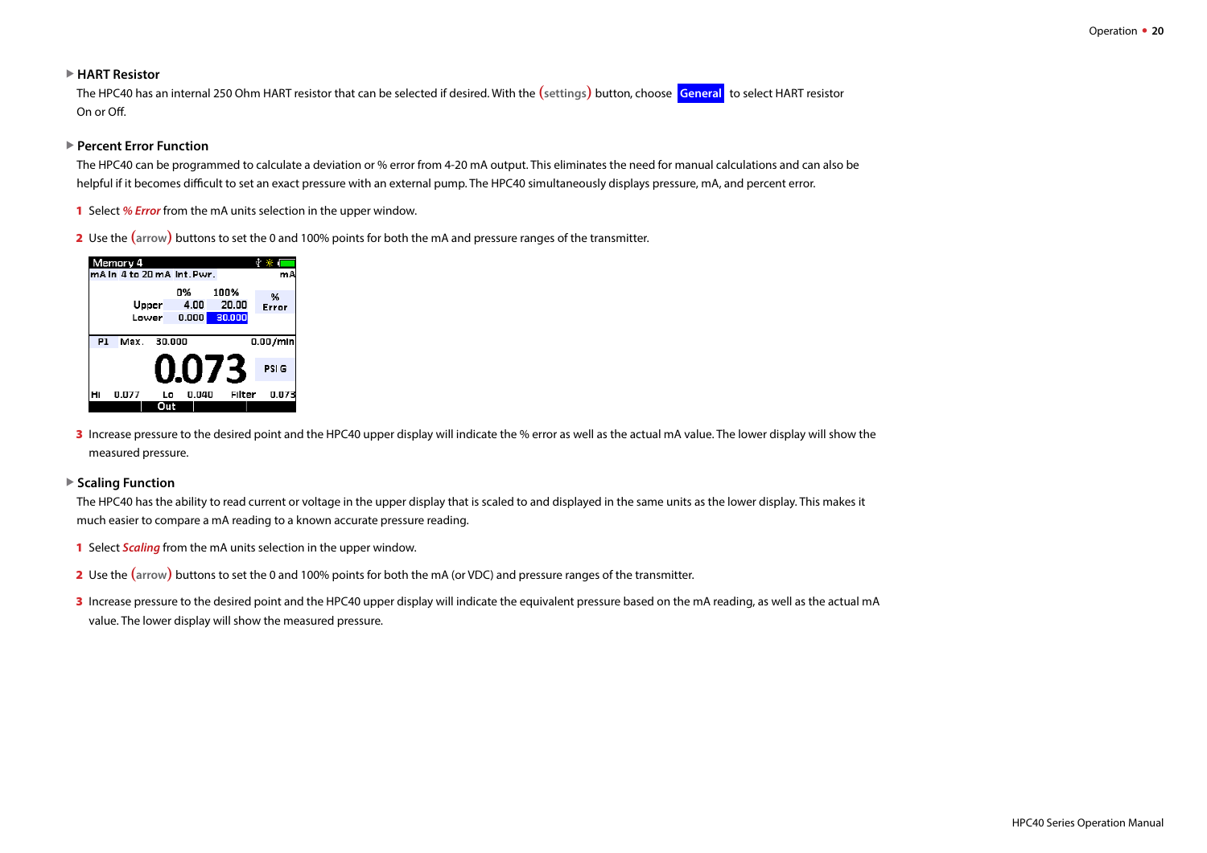### HART Resistor

The HPC40 has an internal 250 Ohm HART resistor that can be selected if desired. With the (settings) button, choose **General** to select HART resistor On or Off.

### Percent Error Function

The HPC40 can be programmed to calculate a deviation or % error from 4-20 mA output. This eliminates the need for manual calculations and can also be helpful if it becomes difficult to set an exact pressure with an external pump. The HPC40 simultaneously displays pressure, mA, and percent error.

1. Select ***% Error*** from the mA units selection in the upper window.
2. Use the (arrow) buttons to set the 0 and 100% points for both the mA and pressure ranges of the transmitter.
3. Increase pressure to the desired point and the HPC40 upper display will indicate the % error as well as the actual mA value. The lower display will show the measured pressure.

### Scaling Function

The HPC40 has the ability to read current or voltage in the upper display that is scaled to and displayed in the same units as the lower display. This makes it much easier to compare a mA reading to a known accurate pressure reading.

1. Select ***Scaling*** from the mA units selection in the upper window.
2. Use the (arrow) buttons to set the 0 and 100% points for both the mA (or VDC) and pressure ranges of the transmitter.
3. Increase pressure to the desired point and the HPC40 upper display will indicate the equivalent pressure based on the mA reading, as well as the actual mA value. The lower display will show the measured pressure.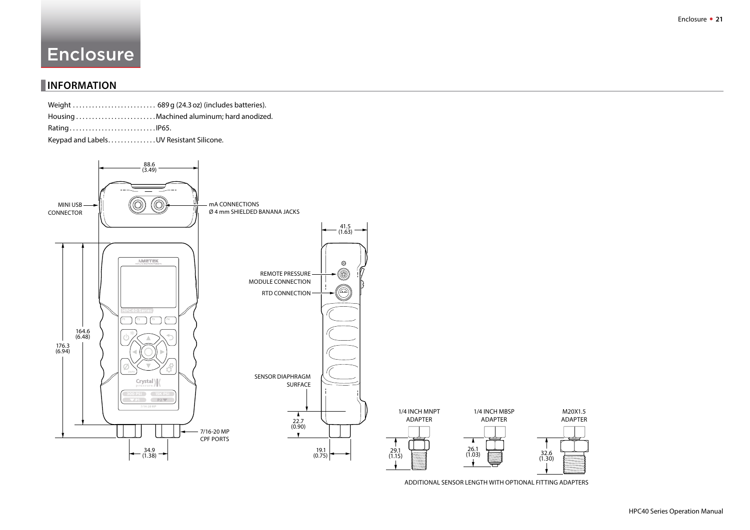# Enclosure

## INFORMATION

Weight . . . . . . . . . . . . . . . . . . . . . . . . . . 689 g (24.3 oz) (includes batteries).

Housing . . . . . . . . . . . . . . . . . . . . . . . . . Machined aluminum; hard anodized.

Rating . . . . . . . . . . . . . . . . . . . . . . . . . . . IP65.

Keypad and Labels. . . . . . . . . . . . . . . UV Resistant Silicone.

88.6 (3.49)

MINI USB CONNECTOR

mA CONNECTIONS Ø 4 mm SHIELDED BANANA JACKS

41.5 (1.63)

REMOTE PRESSURE MODULE CONNECTION

RTD CONNECTION

164.6 (6.48)

176.3 (6.94)

SENSOR DIAPHRAGM SURFACE

22.7 (0.90)

7/16-20 MP CPF PORTS

34.9 (1.38)

19.1 (0.75)

1/4 INCH MNPT ADAPTER

29.1 (1.15)

1/4 INCH MBSP ADAPTER

26.1 (1.03)

M20X1.5 ADAPTER

32.6 (1.30)

ADDITIONAL SENSOR LENGTH WITH OPTIONAL FITTING ADAPTERS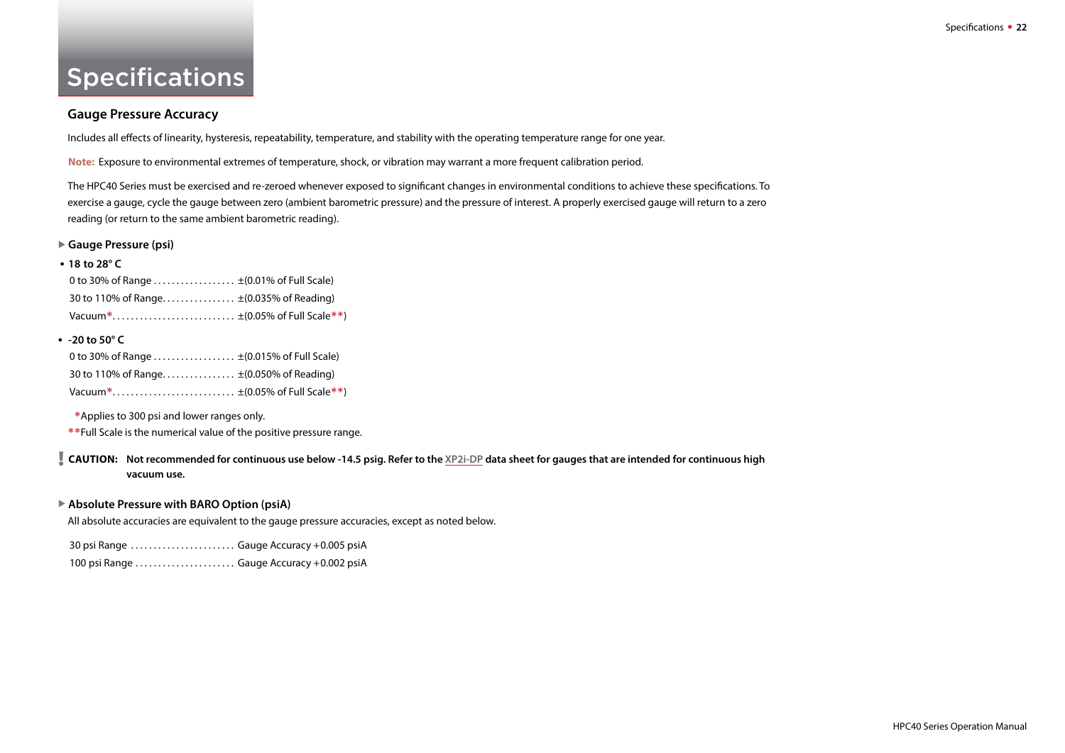# Specifications

## Gauge Pressure Accuracy

Includes all effects of linearity, hysteresis, repeatability, temperature, and stability with the operating temperature range for one year.

**Note:** Exposure to environmental extremes of temperature, shock, or vibration may warrant a more frequent calibration period.

The HPC40 Series must be exercised and re-zeroed whenever exposed to significant changes in environmental conditions to achieve these specifications. To exercise a gauge, cycle the gauge between zero (ambient barometric pressure) and the pressure of interest. A properly exercised gauge will return to a zero reading (or return to the same ambient barometric reading).

### Gauge Pressure (psi)

- **18 to 28° C**

  0 to 30% of Range .................. ±(0.01% of Full Scale)
  
  30 to 110% of Range................ ±(0.035% of Reading)
  
  Vacuum*........................... ±(0.05% of Full Scale**)

- **-20 to 50° C**

  0 to 30% of Range .................. ±(0.015% of Full Scale)
  
  30 to 110% of Range................ ±(0.050% of Reading)
  
  Vacuum*........................... ±(0.05% of Full Scale**)

*Applies to 300 psi and lower ranges only.

**Full Scale is the numerical value of the positive pressure range.

**! CAUTION: Not recommended for continuous use below -14.5 psig. Refer to the XP2i-DP data sheet for gauges that are intended for continuous high vacuum use.**

### Absolute Pressure with BARO Option (psiA)

All absolute accuracies are equivalent to the gauge pressure accuracies, except as noted below.

30 psi Range ....................... Gauge Accuracy +0.005 psiA

100 psi Range ...................... Gauge Accuracy +0.002 psiA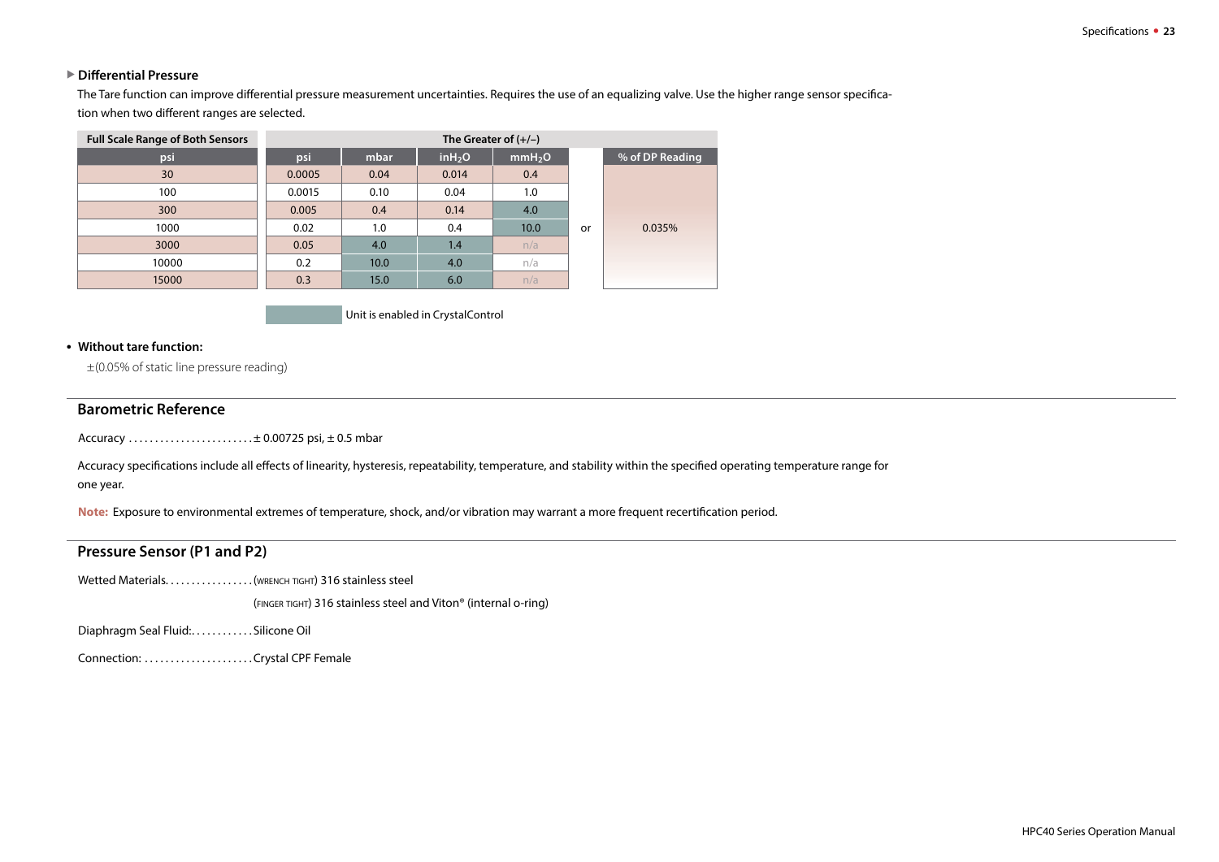### Differential Pressure

The Tare function can improve differential pressure measurement uncertainties. Requires the use of an equalizing valve. Use the higher range sensor specification when two different ranges are selected.

| Full Scale Range of Both Sensors | The Greater of (+/–) | | | | | |
|---|---|---|---|---|---|---|
| psi | psi | mbar | $inH_2O$ | $mmH_2O$ | | % of DP Reading |
| 30 | 0.0005 | 0.04 | 0.014 | 0.4 | or | 0.035% |
| 100 | 0.0015 | 0.10 | 0.04 | 1.0 | | |
| 300 | 0.005 | 0.4 | 0.14 | 4.0 | | |
| 1000 | 0.02 | 1.0 | 0.4 | 10.0 | | |
| 3000 | 0.05 | 4.0 | 1.4 | n/a | | |
| 10000 | 0.2 | 10.0 | 4.0 | n/a | | |
| 15000 | 0.3 | 15.0 | 6.0 | n/a | | |

Unit is enabled in CrystalControl

- **Without tare function:**

  ±(0.05% of static line pressure reading)

## Barometric Reference

Accuracy ........................± 0.00725 psi, ± 0.5 mbar

Accuracy specifications include all effects of linearity, hysteresis, repeatability, temperature, and stability within the specified operating temperature range for one year.

**Note:** Exposure to environmental extremes of temperature, shock, and/or vibration may warrant a more frequent recertification period.

## Pressure Sensor (P1 and P2)

Wetted Materials................(WRENCH TIGHT) 316 stainless steel

(FINGER TIGHT) 316 stainless steel and Viton® (internal o-ring)

Diaphragm Seal Fluid:...........Silicone Oil

Connection: .....................Crystal CPF Female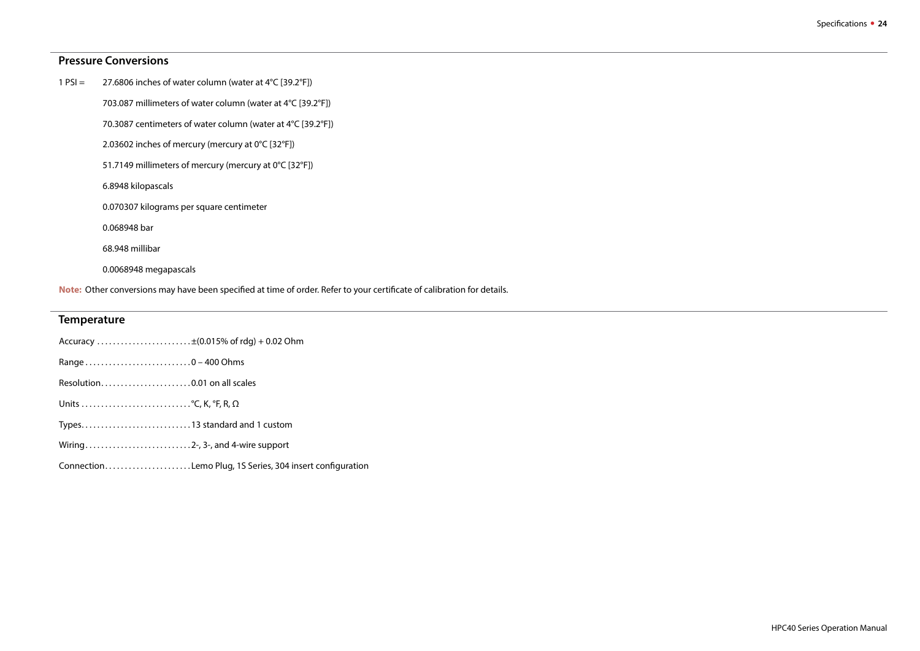## Pressure Conversions

1 PSI = 27.6806 inches of water column (water at 4°C [39.2°F])

703.087 millimeters of water column (water at 4°C [39.2°F])

70.3087 centimeters of water column (water at 4°C [39.2°F])

2.03602 inches of mercury (mercury at 0°C [32°F])

51.7149 millimeters of mercury (mercury at 0°C [32°F])

6.8948 kilopascals

0.070307 kilograms per square centimeter

0.068948 bar

68.948 millibar

0.0068948 megapascals

**Note:** Other conversions may have been specified at time of order. Refer to your certificate of calibration for details.

## Temperature

Accuracy . . . . . . . . . . . . . . . . . . . . . . . ±(0.015% of rdg) + 0.02 Ohm

Range . . . . . . . . . . . . . . . . . . . . . . . . . . 0 – 400 Ohms

Resolution . . . . . . . . . . . . . . . . . . . . . . 0.01 on all scales

Units . . . . . . . . . . . . . . . . . . . . . . . . . . . °C, K, °F, R, Ω

Types . . . . . . . . . . . . . . . . . . . . . . . . . . . 13 standard and 1 custom

Wiring . . . . . . . . . . . . . . . . . . . . . . . . . . 2-, 3-, and 4-wire support

Connection . . . . . . . . . . . . . . . . . . . . . Lemo Plug, 1S Series, 304 insert configuration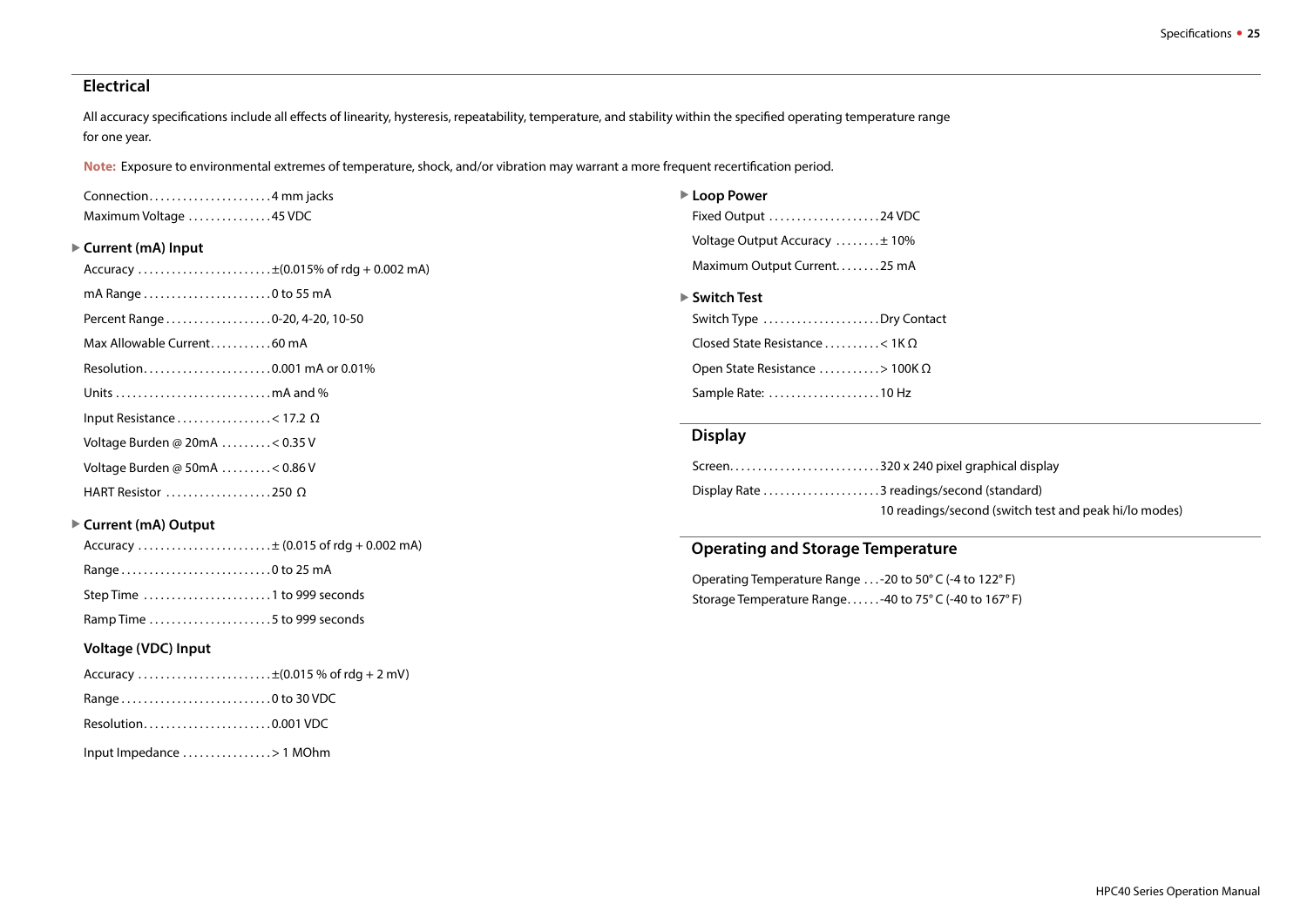## Electrical

All accuracy specifications include all effects of linearity, hysteresis, repeatability, temperature, and stability within the specified operating temperature range for one year.

**Note:** Exposure to environmental extremes of temperature, shock, and/or vibration may warrant a more frequent recertification period.

Connection. . . . . . . . . . . . . . . . . . . . . 4 mm jacks
Maximum Voltage . . . . . . . . . . . . . . 45 VDC

### Current (mA) Input

Accuracy . . . . . . . . . . . . . . . . . . . . . . . ±(0.015% of rdg + 0.002 mA)

mA Range . . . . . . . . . . . . . . . . . . . . . . 0 to 55 mA

Percent Range . . . . . . . . . . . . . . . . . . 0-20, 4-20, 10-50

Max Allowable Current. . . . . . . . . . . 60 mA

Resolution. . . . . . . . . . . . . . . . . . . . . . 0.001 mA or 0.01%

Units . . . . . . . . . . . . . . . . . . . . . . . . . . . mA and %

Input Resistance . . . . . . . . . . . . . . . . < 17.2 Ω

Voltage Burden @ 20mA . . . . . . . . . < 0.35 V

Voltage Burden @ 50mA . . . . . . . . . < 0.86 V

HART Resistor . . . . . . . . . . . . . . . . . . 250 Ω

### Current (mA) Output

Accuracy . . . . . . . . . . . . . . . . . . . . . . . ± (0.015 of rdg + 0.002 mA)

Range . . . . . . . . . . . . . . . . . . . . . . . . . . 0 to 25 mA

Step Time . . . . . . . . . . . . . . . . . . . . . . 1 to 999 seconds

Ramp Time . . . . . . . . . . . . . . . . . . . . . 5 to 999 seconds

### Voltage (VDC) Input

Accuracy . . . . . . . . . . . . . . . . . . . . . . . ±(0.015 % of rdg + 2 mV)

Range . . . . . . . . . . . . . . . . . . . . . . . . . . 0 to 30 VDC

Resolution. . . . . . . . . . . . . . . . . . . . . . 0.001 VDC

Input Impedance . . . . . . . . . . . . . . . . > 1 MOhm

### Loop Power

Fixed Output . . . . . . . . . . . . . . . . . . . 24 VDC

Voltage Output Accuracy . . . . . . . . ± 10%

Maximum Output Current. . . . . . . . 25 mA

### Switch Test

Switch Type . . . . . . . . . . . . . . . . . . . . Dry Contact

Closed State Resistance . . . . . . . . . . < 1K Ω

Open State Resistance . . . . . . . . . . . > 100K Ω

Sample Rate: . . . . . . . . . . . . . . . . . . . 10 Hz

## Display

Screen. . . . . . . . . . . . . . . . . . . . . . . . . . 320 x 240 pixel graphical display

Display Rate . . . . . . . . . . . . . . . . . . . . 3 readings/second (standard)
10 readings/second (switch test and peak hi/lo modes)

## Operating and Storage Temperature

Operating Temperature Range . . . -20 to 50° C (-4 to 122° F)
Storage Temperature Range. . . . . . -40 to 75° C (-40 to 167° F)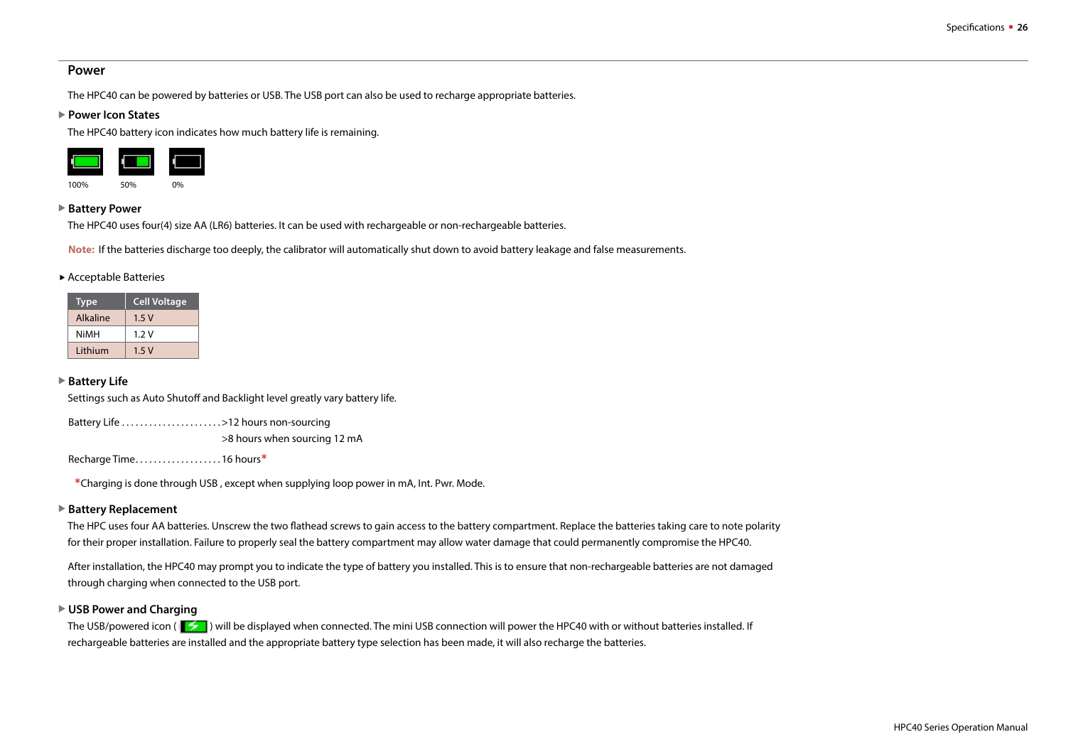## Power

The HPC40 can be powered by batteries or USB. The USB port can also be used to recharge appropriate batteries.

### ▶ Power Icon States

The HPC40 battery icon indicates how much battery life is remaining.

100% 50% 0%

### ▶ Battery Power

The HPC40 uses four(4) size AA (LR6) batteries. It can be used with rechargeable or non-rechargeable batteries.

**Note:** If the batteries discharge too deeply, the calibrator will automatically shut down to avoid battery leakage and false measurements.

▸ Acceptable Batteries

| Type | Cell Voltage |
|---|---|
| Alkaline | 1.5 V |
| NiMH | 1.2 V |
| Lithium | 1.5 V |

### ▶ Battery Life

Settings such as Auto Shutoff and Backlight level greatly vary battery life.

Battery Life . . . . . . . . . . . . . . . . . . . . . . >12 hours non-sourcing
>8 hours when sourcing 12 mA

Recharge Time . . . . . . . . . . . . . . . . . . . 16 hours*

*Charging is done through USB , except when supplying loop power in mA, Int. Pwr. Mode.

### ▶ Battery Replacement

The HPC uses four AA batteries. Unscrew the two flathead screws to gain access to the battery compartment. Replace the batteries taking care to note polarity for their proper installation. Failure to properly seal the battery compartment may allow water damage that could permanently compromise the HPC40.

After installation, the HPC40 may prompt you to indicate the type of battery you installed. This is to ensure that non-rechargeable batteries are not damaged through charging when connected to the USB port.

### ▶ USB Power and Charging

The USB/powered icon ( ) will be displayed when connected. The mini USB connection will power the HPC40 with or without batteries installed. If rechargeable batteries are installed and the appropriate battery type selection has been made, it will also recharge the batteries.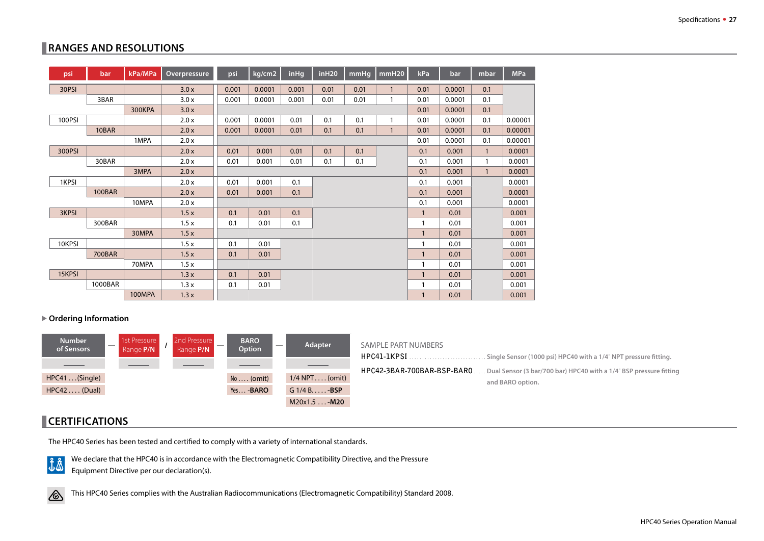## RANGES AND RESOLUTIONS

| psi | bar | kPa/MPa | Overpressure | psi | kg/cm2 | inHg | inH20 | mmHg | mmH20 | kPa | bar | mbar | MPa |
|---|---|---|---|---|---|---|---|---|---|---|---|---|---|
| 30PSI | | | 3.0 x | 0.001 | 0.0001 | 0.001 | 0.01 | 0.01 | 1 | 0.01 | 0.0001 | 0.1 | |
| | 3BAR | | 3.0 x | 0.001 | 0.0001 | 0.001 | 0.01 | 0.01 | 1 | 0.01 | 0.0001 | 0.1 | |
| | | 300KPA | 3.0 x | | | | | | | 0.01 | 0.0001 | 0.1 | |
| 100PSI | | | 2.0 x | 0.001 | 0.0001 | 0.01 | 0.1 | 0.1 | 1 | 0.01 | 0.0001 | 0.1 | 0.00001 |
| | 10BAR | | 2.0 x | 0.001 | 0.0001 | 0.01 | 0.1 | 0.1 | 1 | 0.01 | 0.0001 | 0.1 | 0.00001 |
| | | 1MPA | 2.0 x | | | | | | | 0.01 | 0.0001 | 0.1 | 0.00001 |
| 300PSI | | | 2.0 x | 0.01 | 0.001 | 0.01 | 0.1 | 0.1 | | 0.1 | 0.001 | 1 | 0.0001 |
| | 30BAR | | 2.0 x | 0.01 | 0.001 | 0.01 | 0.1 | 0.1 | | 0.1 | 0.001 | 1 | 0.0001 |
| | | 3MPA | 2.0 x | | | | | | | 0.1 | 0.001 | 1 | 0.0001 |
| 1KPSI | | | 2.0 x | 0.01 | 0.001 | 0.1 | | | | 0.1 | 0.001 | | 0.0001 |
| | 100BAR | | 2.0 x | 0.01 | 0.001 | 0.1 | | | | 0.1 | 0.001 | | 0.0001 |
| | | 10MPA | 2.0 x | | | | | | | 0.1 | 0.001 | | 0.0001 |
| 3KPSI | | | 1.5 x | 0.1 | 0.01 | 0.1 | | | | 1 | 0.01 | | 0.001 |
| | 300BAR | | 1.5 x | 0.1 | 0.01 | 0.1 | | | | 1 | 0.01 | | 0.001 |
| | | 30MPA | 1.5 x | | | | | | | 1 | 0.01 | | 0.001 |
| 10KPSI | | | 1.5 x | 0.1 | 0.01 | | | | | 1 | 0.01 | | 0.001 |
| | 700BAR | | 1.5 x | 0.1 | 0.01 | | | | | 1 | 0.01 | | 0.001 |
| | | 70MPA | 1.5 x | | | | | | | 1 | 0.01 | | 0.001 |
| 15KPSI | | | 1.3 x | 0.1 | 0.01 | | | | | 1 | 0.01 | | 0.001 |
| | 1000BAR | | 1.3 x | 0.1 | 0.01 | | | | | 1 | 0.01 | | 0.001 |
| | | 100MPA | 1.3 x | | | | | | | 1 | 0.01 | | 0.001 |

### Ordering Information

| Number of Sensors | — | 1st Pressure Range P/N | / | 2nd Pressure Range P/N | — | BARO Option | — | Adapter |
|---|---|---|---|---|---|---|---|---|
| ____ | | ____ | | ____ | | ____ | | ____ |
| HPC41 . . . (Single) | | | | | | No . . . . (omit) | | 1/4 NPT . . . . (omit) |
| HPC42 . . . . (Dual) | | | | | | Yes . . . **-BARO** | | G 1/4 B. . . . . **-BSP** |
| | | | | | | | | M20x1.5 . . . **-M20** |

SAMPLE PART NUMBERS

HPC41-1KPSI ............................. Single Sensor (1000 psi) HPC40 with a 1/4" NPT pressure fitting.

HPC42-3BAR-700BAR-BSP-BARO ..... Dual Sensor (3 bar/700 bar) HPC40 with a 1/4" BSP pressure fitting and BARO option.

## CERTIFICATIONS

The HPC40 Series has been tested and certified to comply with a variety of international standards.

We declare that the HPC40 is in accordance with the Electromagnetic Compatibility Directive, and the Pressure Equipment Directive per our declaration(s).

This HPC40 Series complies with the Australian Radiocommunications (Electromagnetic Compatibility) Standard 2008.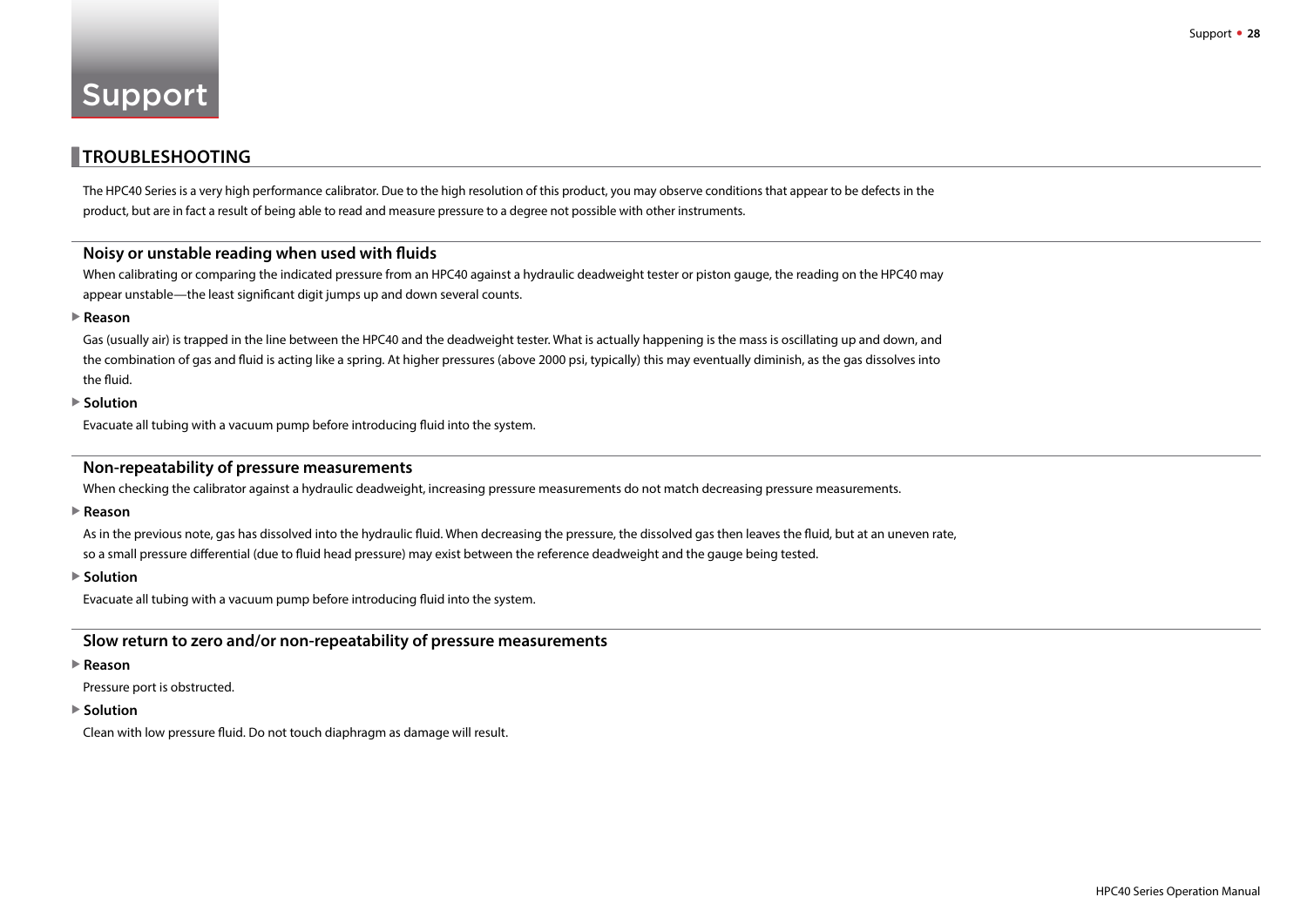# Support

## TROUBLESHOOTING

The HPC40 Series is a very high performance calibrator. Due to the high resolution of this product, you may observe conditions that appear to be defects in the product, but are in fact a result of being able to read and measure pressure to a degree not possible with other instruments.

### Noisy or unstable reading when used with fluids

When calibrating or comparing the indicated pressure from an HPC40 against a hydraulic deadweight tester or piston gauge, the reading on the HPC40 may appear unstable—the least significant digit jumps up and down several counts.

▶ **Reason**

Gas (usually air) is trapped in the line between the HPC40 and the deadweight tester. What is actually happening is the mass is oscillating up and down, and the combination of gas and fluid is acting like a spring. At higher pressures (above 2000 psi, typically) this may eventually diminish, as the gas dissolves into the fluid.

▶ **Solution**

Evacuate all tubing with a vacuum pump before introducing fluid into the system.

### Non-repeatability of pressure measurements

When checking the calibrator against a hydraulic deadweight, increasing pressure measurements do not match decreasing pressure measurements.

▶ **Reason**

As in the previous note, gas has dissolved into the hydraulic fluid. When decreasing the pressure, the dissolved gas then leaves the fluid, but at an uneven rate, so a small pressure differential (due to fluid head pressure) may exist between the reference deadweight and the gauge being tested.

▶ **Solution**

Evacuate all tubing with a vacuum pump before introducing fluid into the system.

### Slow return to zero and/or non-repeatability of pressure measurements

▶ **Reason**

Pressure port is obstructed.

▶ **Solution**

Clean with low pressure fluid. Do not touch diaphragm as damage will result.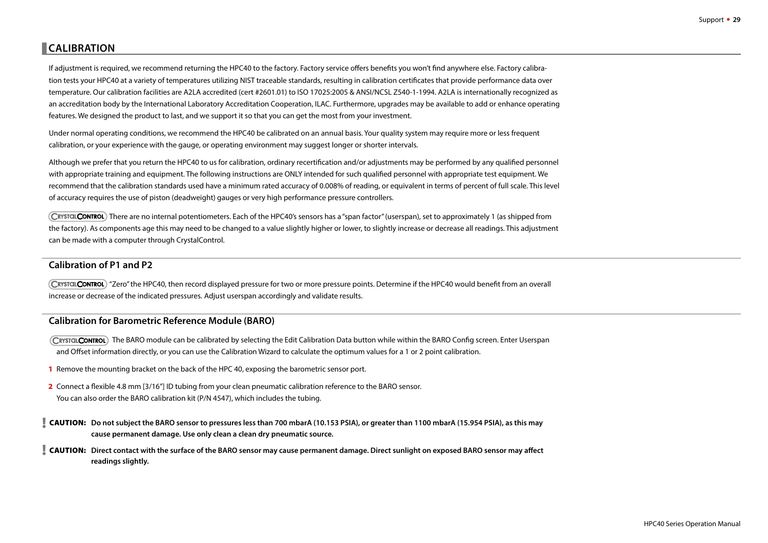## CALIBRATION

If adjustment is required, we recommend returning the HPC40 to the factory. Factory service offers benefits you won't find anywhere else. Factory calibration tests your HPC40 at a variety of temperatures utilizing NIST traceable standards, resulting in calibration certificates that provide performance data over temperature. Our calibration facilities are A2LA accredited (cert #2601.01) to ISO 17025:2005 & ANSI/NCSL Z540-1-1994. A2LA is internationally recognized as an accreditation body by the International Laboratory Accreditation Cooperation, ILAC. Furthermore, upgrades may be available to add or enhance operating features. We designed the product to last, and we support it so that you can get the most from your investment.

Under normal operating conditions, we recommend the HPC40 be calibrated on an annual basis. Your quality system may require more or less frequent calibration, or your experience with the gauge, or operating environment may suggest longer or shorter intervals.

Although we prefer that you return the HPC40 to us for calibration, ordinary recertification and/or adjustments may be performed by any qualified personnel with appropriate training and equipment. The following instructions are ONLY intended for such qualified personnel with appropriate test equipment. We recommend that the calibration standards used have a minimum rated accuracy of 0.008% of reading, or equivalent in terms of percent of full scale. This level of accuracy requires the use of piston (deadweight) gauges or very high performance pressure controllers.

CRYSTALCONTROL There are no internal potentiometers. Each of the HPC40's sensors has a "span factor" (userspan), set to approximately 1 (as shipped from the factory). As components age this may need to be changed to a value slightly higher or lower, to slightly increase or decrease all readings. This adjustment can be made with a computer through CrystalControl.

### Calibration of P1 and P2

CRYSTALCONTROL "Zero" the HPC40, then record displayed pressure for two or more pressure points. Determine if the HPC40 would benefit from an overall increase or decrease of the indicated pressures. Adjust userspan accordingly and validate results.

### Calibration for Barometric Reference Module (BARO)

CRYSTALCONTROL The BARO module can be calibrated by selecting the Edit Calibration Data button while within the BARO Config screen. Enter Userspan and Offset information directly, or you can use the Calibration Wizard to calculate the optimum values for a 1 or 2 point calibration.

1. Remove the mounting bracket on the back of the HPC 40, exposing the barometric sensor port.
2. Connect a flexible 4.8 mm [3/16"] ID tubing from your clean pneumatic calibration reference to the BARO sensor.
   You can also order the BARO calibration kit (P/N 4547), which includes the tubing.

**! CAUTION: Do not subject the BARO sensor to pressures less than 700 mbarA (10.153 PSIA), or greater than 1100 mbarA (15.954 PSIA), as this may cause permanent damage. Use only clean a clean dry pneumatic source.**

**! CAUTION: Direct contact with the surface of the BARO sensor may cause permanent damage. Direct sunlight on exposed BARO sensor may affect readings slightly.**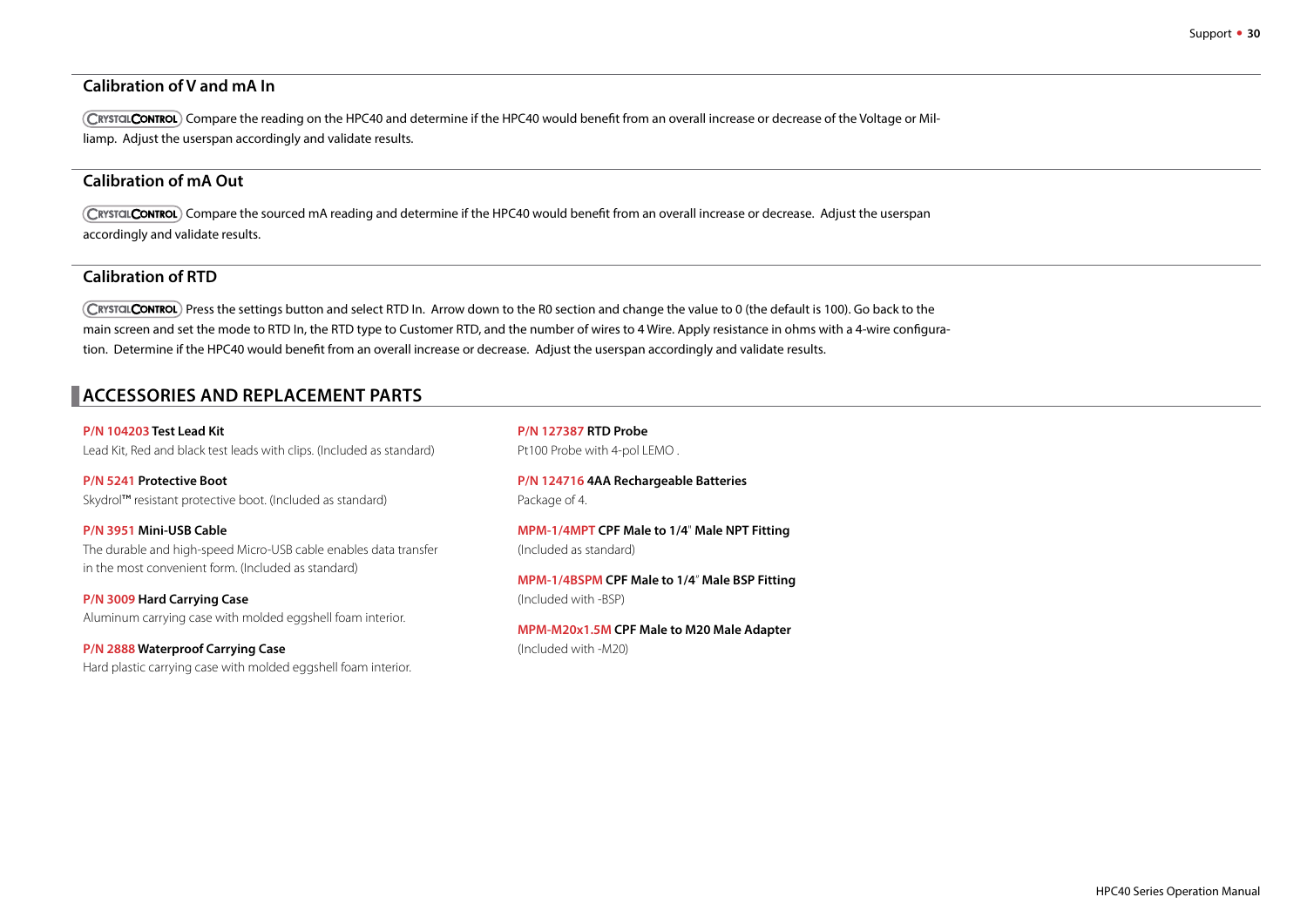### Calibration of V and mA In

CrystalControl Compare the reading on the HPC40 and determine if the HPC40 would benefit from an overall increase or decrease of the Voltage or Milliamp. Adjust the userspan accordingly and validate results.

### Calibration of mA Out

CrystalControl Compare the sourced mA reading and determine if the HPC40 would benefit from an overall increase or decrease. Adjust the userspan accordingly and validate results.

### Calibration of RTD

CrystalControl Press the settings button and select RTD In. Arrow down to the R0 section and change the value to 0 (the default is 100). Go back to the main screen and set the mode to RTD In, the RTD type to Customer RTD, and the number of wires to 4 Wire. Apply resistance in ohms with a 4-wire configuration. Determine if the HPC40 would benefit from an overall increase or decrease. Adjust the userspan accordingly and validate results.

## ACCESSORIES AND REPLACEMENT PARTS

**P/N 104203 Test Lead Kit**
Lead Kit, Red and black test leads with clips. (Included as standard)

**P/N 5241 Protective Boot**
Skydrol™ resistant protective boot. (Included as standard)

**P/N 3951 Mini-USB Cable**
The durable and high-speed Micro-USB cable enables data transfer in the most convenient form. (Included as standard)

**P/N 3009 Hard Carrying Case**
Aluminum carrying case with molded eggshell foam interior.

**P/N 2888 Waterproof Carrying Case**
Hard plastic carrying case with molded eggshell foam interior.

**P/N 127387 RTD Probe**
Pt100 Probe with 4-pol LEMO .

**P/N 124716 4AA Rechargeable Batteries**
Package of 4.

**MPM-1/4MPT CPF Male to 1/4" Male NPT Fitting**
(Included as standard)

**MPM-1/4BSPM CPF Male to 1/4" Male BSP Fitting**
(Included with -BSP)

**MPM-M20x1.5M CPF Male to M20 Male Adapter**
(Included with -M20)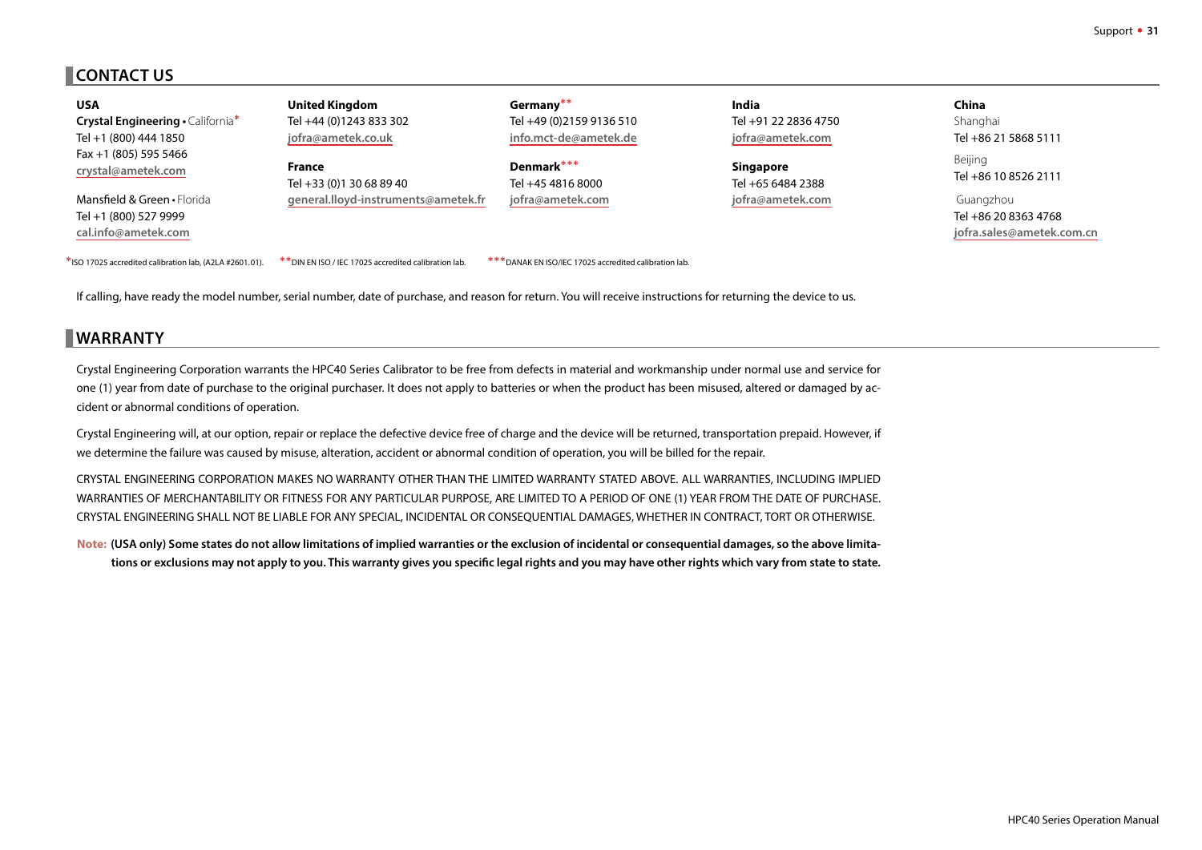## CONTACT US

**USA**
**Crystal Engineering** • California*
Tel +1 (800) 444 1850
Fax +1 (805) 595 5466
**crystal@ametek.com**

Mansfield & Green • Florida
Tel +1 (800) 527 9999
**cal.info@ametek.com**

**United Kingdom**
Tel +44 (0)1243 833 302
**jofra@ametek.co.uk**

**France**
Tel +33 (0)1 30 68 89 40
**general.lloyd-instruments@ametek.fr**

**Germany****
Tel +49 (0)2159 9136 510
**info.mct-de@ametek.de**

**Denmark*****
Tel +45 4816 8000
**jofra@ametek.com**

**India**
Tel +91 22 2836 4750
**jofra@ametek.com**

**Singapore**
Tel +65 6484 2388
**jofra@ametek.com**

**China**
Shanghai
Tel +86 21 5868 5111

Beijing
Tel +86 10 8526 2111

Guangzhou
Tel +86 20 8363 4768
**jofra.sales@ametek.com.cn**

*ISO 17025 accredited calibration lab, (A2LA #2601.01). **DIN EN ISO / IEC 17025 accredited calibration lab. ***DANAK EN ISO/IEC 17025 accredited calibration lab.

If calling, have ready the model number, serial number, date of purchase, and reason for return. You will receive instructions for returning the device to us.

## WARRANTY

Crystal Engineering Corporation warrants the HPC40 Series Calibrator to be free from defects in material and workmanship under normal use and service for one (1) year from date of purchase to the original purchaser. It does not apply to batteries or when the product has been misused, altered or damaged by accident or abnormal conditions of operation.

Crystal Engineering will, at our option, repair or replace the defective device free of charge and the device will be returned, transportation prepaid. However, if we determine the failure was caused by misuse, alteration, accident or abnormal condition of operation, you will be billed for the repair.

CRYSTAL ENGINEERING CORPORATION MAKES NO WARRANTY OTHER THAN THE LIMITED WARRANTY STATED ABOVE. ALL WARRANTIES, INCLUDING IMPLIED WARRANTIES OF MERCHANTABILITY OR FITNESS FOR ANY PARTICULAR PURPOSE, ARE LIMITED TO A PERIOD OF ONE (1) YEAR FROM THE DATE OF PURCHASE. CRYSTAL ENGINEERING SHALL NOT BE LIABLE FOR ANY SPECIAL, INCIDENTAL OR CONSEQUENTIAL DAMAGES, WHETHER IN CONTRACT, TORT OR OTHERWISE.

**Note: (USA only) Some states do not allow limitations of implied warranties or the exclusion of incidental or consequential damages, so the above limitations or exclusions may not apply to you. This warranty gives you specific legal rights and you may have other rights which vary from state to state.**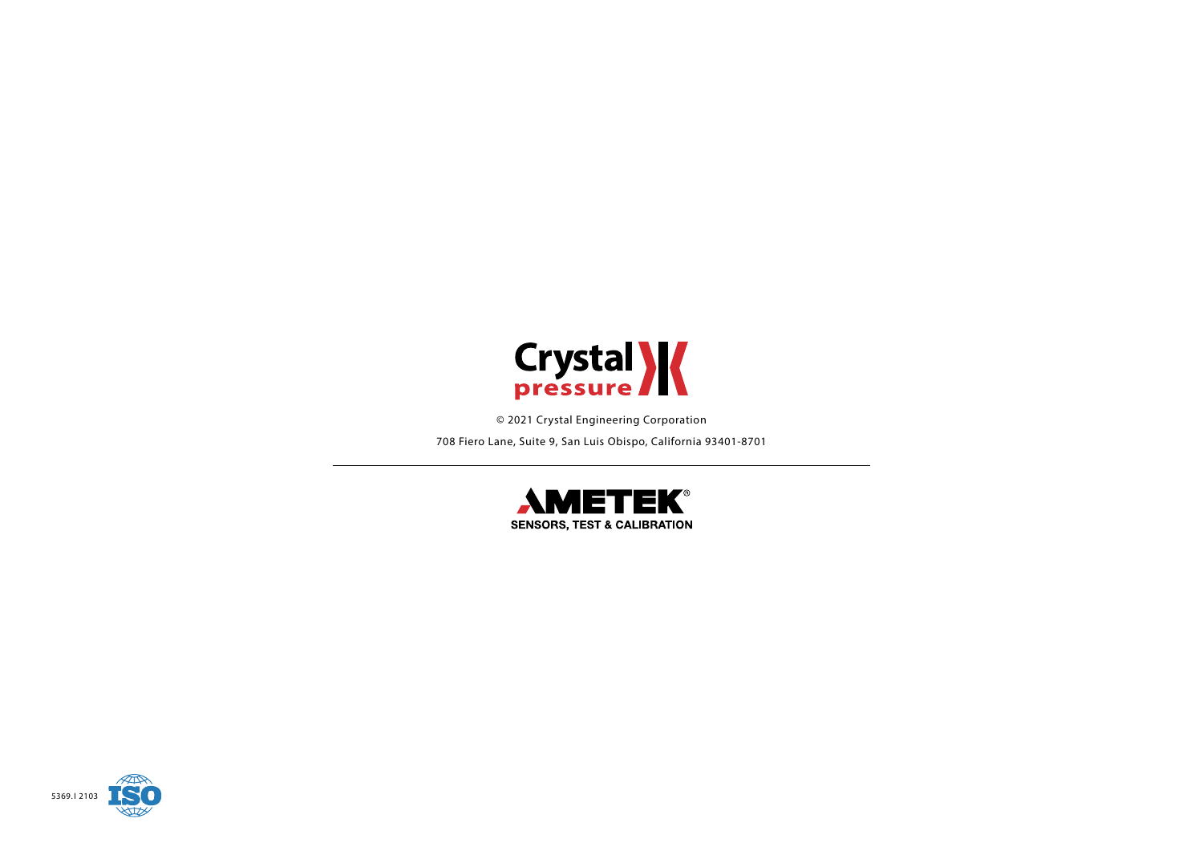Crystal pressure

© 2021 Crystal Engineering Corporation

708 Fiero Lane, Suite 9, San Luis Obispo, California 93401-8701

---

AMETEK®

SENSORS, TEST & CALIBRATION

5369.I 2103